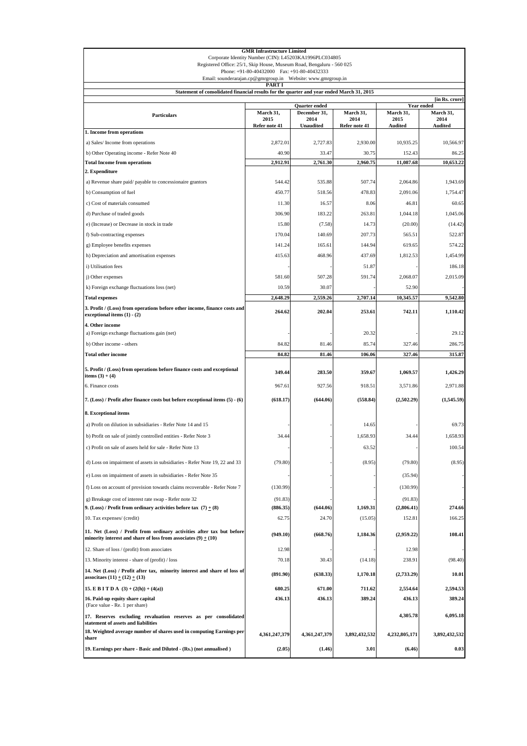**GMR Infrastructure Limited**

Corporate Identity Number (CIN): L45203KA1996PLC034805

Registered Office: 25/1, Skip House, Museum Road, Bengaluru - 560 025

Phone: +91-80-40432000 Fax: +91-80-40432333

Email: sounderarajan.cp@gmrgroup.in Website: www.gmrgroup.in

**PART I**

**Statement of consolidated financial results for the quarter and year ended March 31, 2015**

[in Rs. crore]

| Particulars | Quarter ended | | | Year ended | |
|---|---|---|---|---|---|
| | March 31, 2015 Refer note 41 | December 31, 2014 Unaudited | March 31, 2014 Refer note 41 | March 31, 2015 Audited | March 31, 2014 Audited |
| **1. Income from operations** | | | | | |
| a) Sales/ Income from operations | 2,872.01 | 2,727.83 | 2,930.00 | 10,935.25 | 10,566.97 |
| b) Other Operating income - Refer Note 40 | 40.90 | 33.47 | 30.75 | 152.43 | 86.25 |
| **Total Income from operations** | **2,912.91** | **2,761.30** | **2,960.75** | **11,087.68** | **10,653.22** |
| **2. Expenditure** | | | | | |
| a) Revenue share paid/ payable to concessionaire grantors | 544.42 | 535.88 | 507.74 | 2,064.86 | 1,943.69 |
| b) Consumption of fuel | 450.77 | 518.56 | 478.83 | 2,091.06 | 1,754.47 |
| c) Cost of materials consumed | 11.30 | 16.57 | 8.06 | 46.81 | 60.65 |
| d) Purchase of traded goods | 306.90 | 183.22 | 263.81 | 1,044.18 | 1,045.06 |
| e) (Increase) or Decrease in stock in trade | 15.80 | (7.58) | 14.73 | (20.00) | (14.42) |
| f) Sub-contracting expenses | 170.04 | 140.69 | 207.73 | 565.51 | 522.87 |
| g) Employee benefits expenses | 141.24 | 165.61 | 144.94 | 619.65 | 574.22 |
| h) Depreciation and amortisation expenses | 415.63 | 468.96 | 437.69 | 1,812.53 | 1,454.99 |
| i) Utilisation fees | - | - | 51.87 | - | 186.18 |
| j) Other expenses | 581.60 | 507.28 | 591.74 | 2,068.07 | 2,015.09 |
| k) Foreign exchange fluctuations loss (net) | 10.59 | 30.07 | - | 52.90 | - |
| **Total expenses** | **2,648.29** | **2,559.26** | **2,707.14** | **10,345.57** | **9,542.80** |
| **3. Profit / (Loss) from operations before other income, finance costs and exceptional items (1) - (2)** | **264.62** | **202.04** | **253.61** | **742.11** | **1,110.42** |
| **4. Other income** | | | | | |
| a) Foreign exchange fluctuations gain (net) | - | - | 20.32 | - | 29.12 |
| b) Other income - others | 84.82 | 81.46 | 85.74 | 327.46 | 286.75 |
| **Total other income** | **84.82** | **81.46** | **106.06** | **327.46** | **315.87** |
| **5. Profit / (Loss) from operations before finance costs and exceptional items (3) + (4)** | **349.44** | **283.50** | **359.67** | **1,069.57** | **1,426.29** |
| 6. Finance costs | 967.61 | 927.56 | 918.51 | 3,571.86 | 2,971.88 |
| **7. (Loss) / Profit after finance costs but before exceptional items (5) - (6)** | **(618.17)** | **(644.06)** | **(558.84)** | **(2,502.29)** | **(1,545.59)** |
| **8. Exceptional items** | | | | | |
| a) Profit on dilution in subsidiaries - Refer Note 14 and 15 | - | - | 14.65 | - | 69.73 |
| b) Profit on sale of jointly controlled entities - Refer Note 3 | 34.44 | - | 1,658.93 | 34.44 | 1,658.93 |
| c) Profit on sale of assets held for sale - Refer Note 13 | - | - | 63.52 | - | 100.54 |
| d) Loss on impairment of assets in subsidiaries - Refer Note 19, 22 and 33 | (79.80) | - | (8.95) | (79.80) | (8.95) |
| e) Loss on impairment of assets in subsidiaries - Refer Note 35 | - | - | - | (35.94) | - |
| f) Loss on account of provision towards claims recoverable - Refer Note 7 | (130.99) | - | - | (130.99) | - |
| g) Breakage cost of interest rate swap - Refer note 32 | (91.83) | - | - | (91.83) | - |
| **9. (Loss) / Profit from ordinary activities before tax (7) ± (8)** | **(886.35)** | **(644.06)** | **1,169.31** | **(2,806.41)** | **274.66** |
| 10. Tax expenses/ (credit) | 62.75 | 24.70 | (15.05) | 152.81 | 166.25 |
| **11. Net (Loss) / Profit from ordinary activities after tax but before minority interest and share of loss from associates (9) ± (10)** | **(949.10)** | **(668.76)** | **1,184.36** | **(2,959.22)** | **108.41** |
| 12. Share of loss / (profit) from associates | 12.98 | - | - | 12.98 | - |
| 13. Minority interest - share of (profit) / loss | 70.18 | 30.43 | (14.18) | 238.91 | (98.40) |
| **14. Net (Loss) / Profit after tax, minority interest and share of loss of associtaes (11) ± (12) ± (13)** | **(891.90)** | **(638.33)** | **1,170.18** | **(2,733.29)** | **10.01** |
| **15. E B I T D A (3) + (2(h)) + (4(a))** | **680.25** | **671.00** | **711.62** | **2,554.64** | **2,594.53** |
| **16. Paid-up equity share capital** (Face value - Re. 1 per share) | **436.13** | **436.13** | **389.24** | **436.13** | **389.24** |
| **17. Reserves excluding revaluation reserves as per consolidated statement of assets and liabilities** | | | | **4,305.78** | **6,095.18** |
| **18. Weighted average number of shares used in computing Earnings per share** | **4,361,247,379** | **4,361,247,379** | **3,892,432,532** | **4,232,805,171** | **3,892,432,532** |
| **19. Earnings per share - Basic and Diluted - (Rs.) (not annualised )** | **(2.05)** | **(1.46)** | **3.01** | **(6.46)** | **0.03** |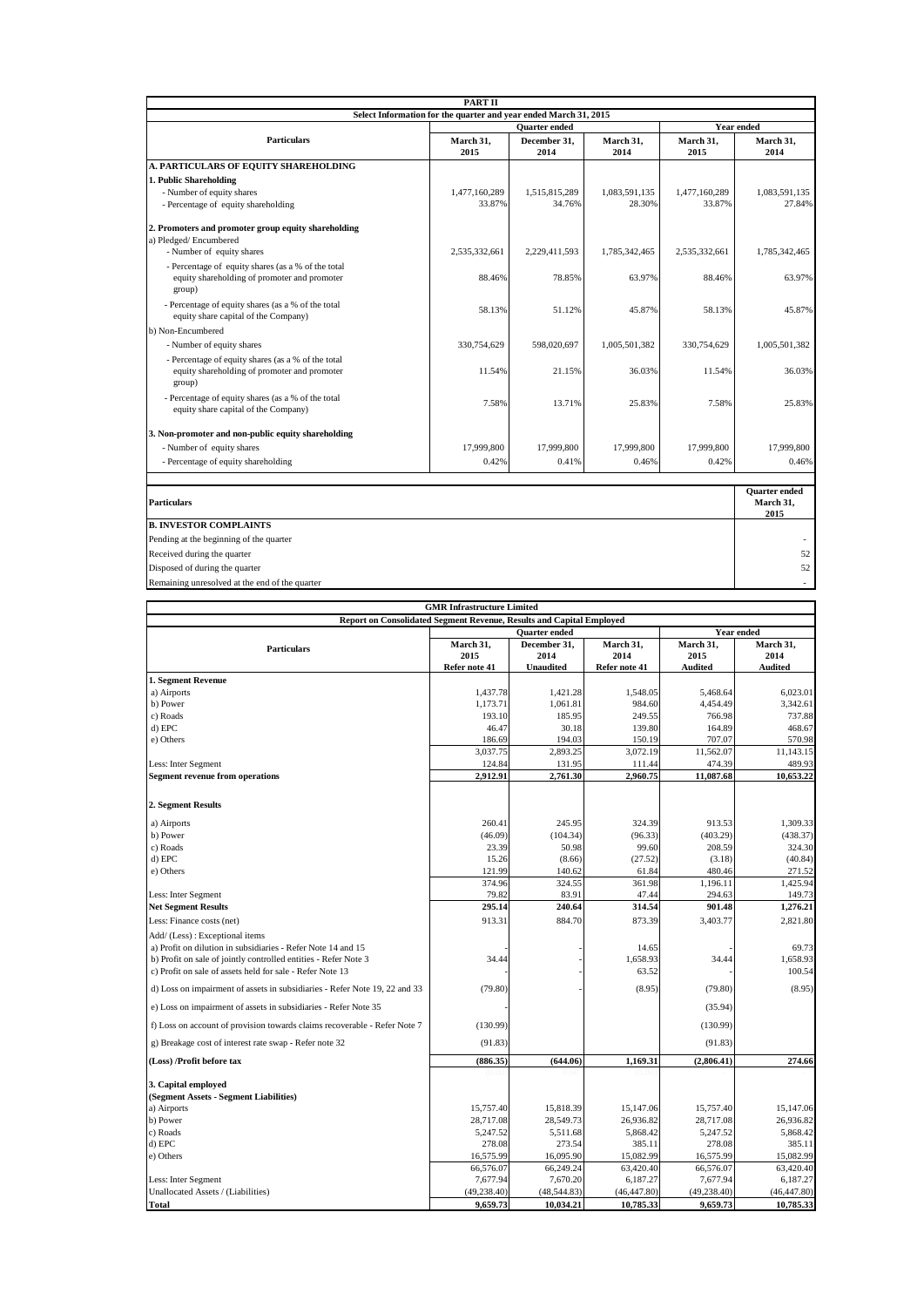## PART II

### Select Information for the quarter and year ended March 31, 2015

| Particulars | Quarter ended | | | Year ended | |
|---|---|---|---|---|---|
| | March 31, 2015 | December 31, 2014 | March 31, 2014 | March 31, 2015 | March 31, 2014 |
| **A. PARTICULARS OF EQUITY SHAREHOLDING** | | | | | |
| **1. Public Shareholding** | | | | | |
| - Number of equity shares | 1,477,160,289 | 1,515,815,289 | 1,083,591,135 | 1,477,160,289 | 1,083,591,135 |
| - Percentage of equity shareholding | 33.87% | 34.76% | 28.30% | 33.87% | 27.84% |
| **2. Promoters and promoter group equity shareholding** | | | | | |
| a) Pledged/ Encumbered | | | | | |
| - Number of equity shares | 2,535,332,661 | 2,229,411,593 | 1,785,342,465 | 2,535,332,661 | 1,785,342,465 |
| - Percentage of equity shares (as a % of the total equity shareholding of promoter and promoter group) | 88.46% | 78.85% | 63.97% | 88.46% | 63.97% |
| - Percentage of equity shares (as a % of the total equity share capital of the Company) | 58.13% | 51.12% | 45.87% | 58.13% | 45.87% |
| b) Non-Encumbered | | | | | |
| - Number of equity shares | 330,754,629 | 598,020,697 | 1,005,501,382 | 330,754,629 | 1,005,501,382 |
| - Percentage of equity shares (as a % of the total equity shareholding of promoter and promoter group) | 11.54% | 21.15% | 36.03% | 11.54% | 36.03% |
| - Percentage of equity shares (as a % of the total equity share capital of the Company) | 7.58% | 13.71% | 25.83% | 7.58% | 25.83% |
| **3. Non-promoter and non-public equity shareholding** | | | | | |
| - Number of equity shares | 17,999,800 | 17,999,800 | 17,999,800 | 17,999,800 | 17,999,800 |
| - Percentage of equity shareholding | 0.42% | 0.41% | 0.46% | 0.42% | 0.46% |

| Particulars | Quarter ended March 31, 2015 |
|---|---|
| **B. INVESTOR COMPLAINTS** | |
| Pending at the beginning of the quarter | - |
| Received during the quarter | 52 |
| Disposed of during the quarter | 52 |
| Remaining unresolved at the end of the quarter | - |

## GMR Infrastructure Limited

### Report on Consolidated Segment Revenue, Results and Capital Employed

| Particulars | Quarter ended | | | Year ended | |
|---|---|---|---|---|---|
| | March 31, 2015 | December 31, 2014 | March 31, 2014 | March 31, 2015 | March 31, 2014 |
| | Refer note 41 | Unaudited | Refer note 41 | Audited | Audited |
| **1. Segment Revenue** | | | | | |
| a) Airports | 1,437.78 | 1,421.28 | 1,548.05 | 5,468.64 | 6,023.01 |
| b) Power | 1,173.71 | 1,061.81 | 984.60 | 4,454.49 | 3,342.61 |
| c) Roads | 193.10 | 185.95 | 249.55 | 766.98 | 737.88 |
| d) EPC | 46.47 | 30.18 | 139.80 | 164.89 | 468.67 |
| e) Others | 186.69 | 194.03 | 150.19 | 707.07 | 570.98 |
| | 3,037.75 | 2,893.25 | 3,072.19 | 11,562.07 | 11,143.15 |
| Less: Inter Segment | 124.84 | 131.95 | 111.44 | 474.39 | 489.93 |
| **Segment revenue from operations** | **2,912.91** | **2,761.30** | **2,960.75** | **11,087.68** | **10,653.22** |
| **2. Segment Results** | | | | | |
| a) Airports | 260.41 | 245.95 | 324.39 | 913.53 | 1,309.33 |
| b) Power | (46.09) | (104.34) | (96.33) | (403.29) | (438.37) |
| c) Roads | 23.39 | 50.98 | 99.60 | 208.59 | 324.30 |
| d) EPC | 15.26 | (8.66) | (27.52) | (3.18) | (40.84) |
| e) Others | 121.99 | 140.62 | 61.84 | 480.46 | 271.52 |
| | 374.96 | 324.55 | 361.98 | 1,196.11 | 1,425.94 |
| Less: Inter Segment | 79.82 | 83.91 | 47.44 | 294.63 | 149.73 |
| **Net Segment Results** | **295.14** | **240.64** | **314.54** | **901.48** | **1,276.21** |
| Less: Finance costs (net) | 913.31 | 884.70 | 873.39 | 3,403.77 | 2,821.80 |
| Add/ (Less) : Exceptional items | | | | | |
| a) Profit on dilution in subsidiaries - Refer Note 14 and 15 | - | - | 14.65 | - | 69.73 |
| b) Profit on sale of jointly controlled entities - Refer Note 3 | 34.44 | - | 1,658.93 | 34.44 | 1,658.93 |
| c) Profit on sale of assets held for sale - Refer Note 13 | - | - | 63.52 | - | 100.54 |
| d) Loss on impairment of assets in subsidiaries - Refer Note 19, 22 and 33 | (79.80) | - | (8.95) | (79.80) | (8.95) |
| e) Loss on impairment of assets in subsidiaries - Refer Note 35 | - | | | (35.94) | |
| f) Loss on account of provision towards claims recoverable - Refer Note 7 | (130.99) | | | (130.99) | |
| g) Breakage cost of interest rate swap - Refer note 32 | (91.83) | | | (91.83) | |
| **(Loss) /Profit before tax** | **(886.35)** | **(644.06)** | **1,169.31** | **(2,806.41)** | **274.66** |
| **3. Capital employed** | | | | | |
| **(Segment Assets - Segment Liabilities)** | | | | | |
| a) Airports | 15,757.40 | 15,818.39 | 15,147.06 | 15,757.40 | 15,147.06 |
| b) Power | 28,717.08 | 28,549.73 | 26,936.82 | 28,717.08 | 26,936.82 |
| c) Roads | 5,247.52 | 5,511.68 | 5,868.42 | 5,247.52 | 5,868.42 |
| d) EPC | 278.08 | 273.54 | 385.11 | 278.08 | 385.11 |
| e) Others | 16,575.99 | 16,095.90 | 15,082.99 | 16,575.99 | 15,082.99 |
| | 66,576.07 | 66,249.24 | 63,420.40 | 66,576.07 | 63,420.40 |
| Less: Inter Segment | 7,677.94 | 7,670.20 | 6,187.27 | 7,677.94 | 6,187.27 |
| Unallocated Assets / (Liabilities) | (49,238.40) | (48,544.83) | (46,447.80) | (49,238.40) | (46,447.80) |
| **Total** | **9,659.73** | **10,034.21** | **10,785.33** | **9,659.73** | **10,785.33** |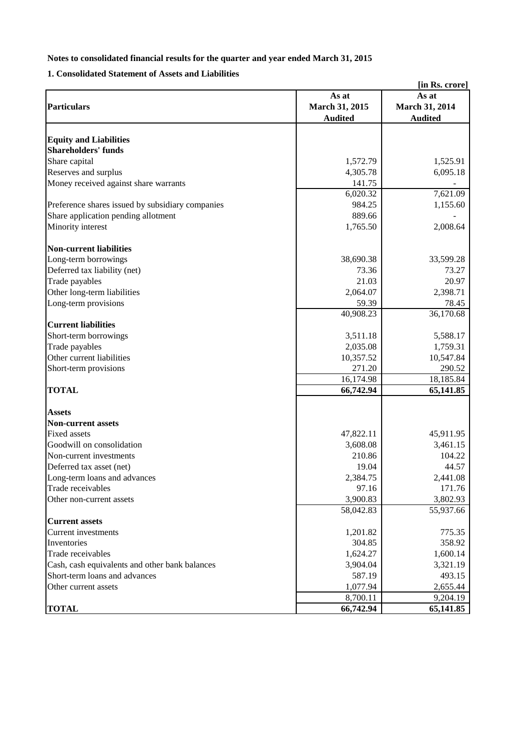**Notes to consolidated financial results for the quarter and year ended March 31, 2015**

**1. Consolidated Statement of Assets and Liabilities**

**[in Rs. crore]**

| **Particulars** | **As at March 31, 2015 Audited** | **As at March 31, 2014 Audited** |
|---|---|---|
| **Equity and Liabilities** | | |
| **Shareholders' funds** | | |
| Share capital | 1,572.79 | 1,525.91 |
| Reserves and surplus | 4,305.78 | 6,095.18 |
| Money received against share warrants | 141.75 | - |
| | 6,020.32 | 7,621.09 |
| Preference shares issued by subsidiary companies | 984.25 | 1,155.60 |
| Share application pending allotment | 889.66 | - |
| Minority interest | 1,765.50 | 2,008.64 |
| **Non-current liabilities** | | |
| Long-term borrowings | 38,690.38 | 33,599.28 |
| Deferred tax liability (net) | 73.36 | 73.27 |
| Trade payables | 21.03 | 20.97 |
| Other long-term liabilities | 2,064.07 | 2,398.71 |
| Long-term provisions | 59.39 | 78.45 |
| | 40,908.23 | 36,170.68 |
| **Current liabilities** | | |
| Short-term borrowings | 3,511.18 | 5,588.17 |
| Trade payables | 2,035.08 | 1,759.31 |
| Other current liabilities | 10,357.52 | 10,547.84 |
| Short-term provisions | 271.20 | 290.52 |
| | 16,174.98 | 18,185.84 |
| **TOTAL** | **66,742.94** | **65,141.85** |
| **Assets** | | |
| **Non-current assets** | | |
| Fixed assets | 47,822.11 | 45,911.95 |
| Goodwill on consolidation | 3,608.08 | 3,461.15 |
| Non-current investments | 210.86 | 104.22 |
| Deferred tax asset (net) | 19.04 | 44.57 |
| Long-term loans and advances | 2,384.75 | 2,441.08 |
| Trade receivables | 97.16 | 171.76 |
| Other non-current assets | 3,900.83 | 3,802.93 |
| | 58,042.83 | 55,937.66 |
| **Current assets** | | |
| Current investments | 1,201.82 | 775.35 |
| Inventories | 304.85 | 358.92 |
| Trade receivables | 1,624.27 | 1,600.14 |
| Cash, cash equivalents and other bank balances | 3,904.04 | 3,321.19 |
| Short-term loans and advances | 587.19 | 493.15 |
| Other current assets | 1,077.94 | 2,655.44 |
| | 8,700.11 | 9,204.19 |
| **TOTAL** | **66,742.94** | **65,141.85** |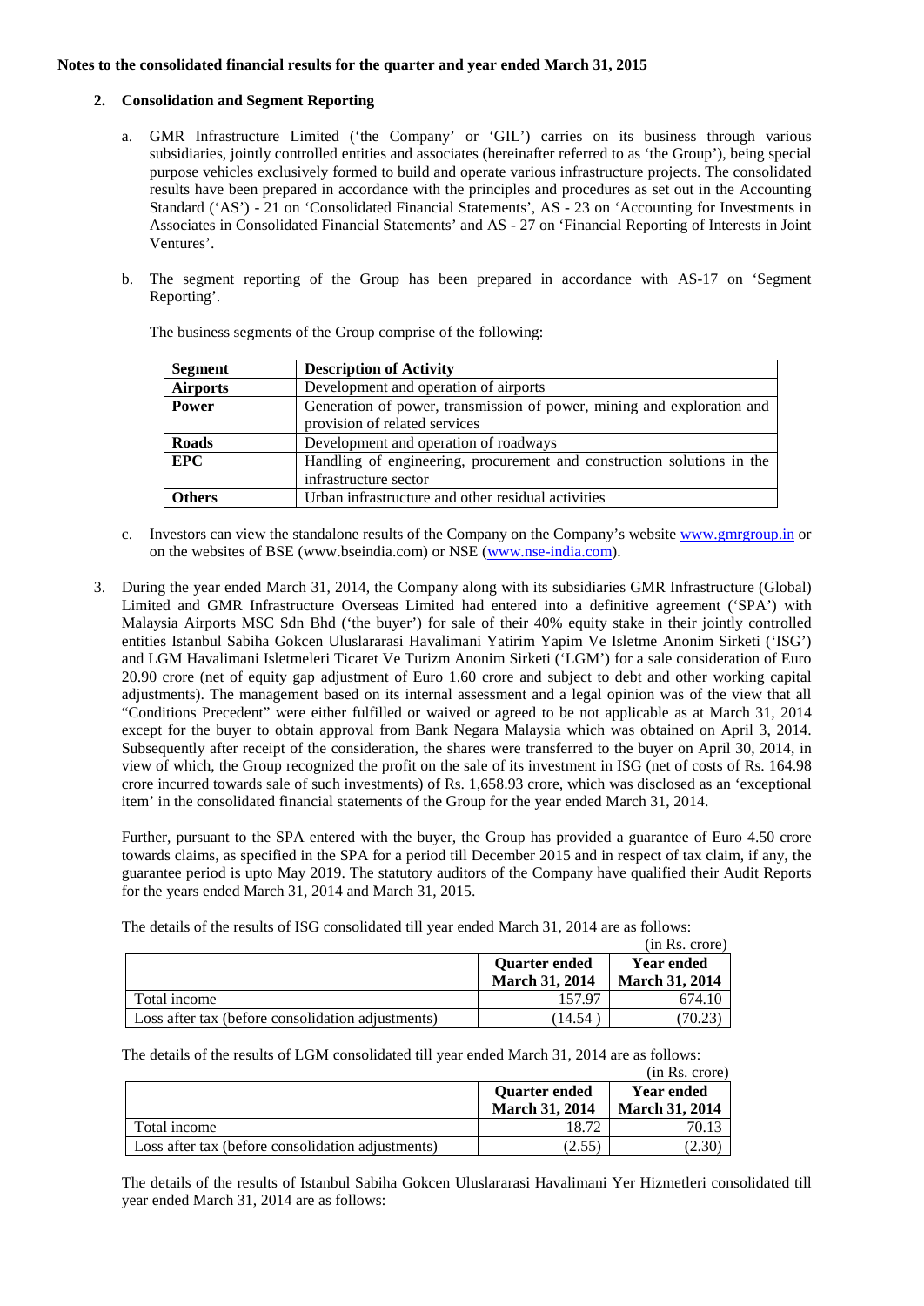**Notes to the consolidated financial results for the quarter and year ended March 31, 2015**

**2. Consolidation and Segment Reporting**

a. GMR Infrastructure Limited ('the Company' or 'GIL') carries on its business through various subsidiaries, jointly controlled entities and associates (hereinafter referred to as 'the Group'), being special purpose vehicles exclusively formed to build and operate various infrastructure projects. The consolidated results have been prepared in accordance with the principles and procedures as set out in the Accounting Standard ('AS') - 21 on 'Consolidated Financial Statements', AS - 23 on 'Accounting for Investments in Associates in Consolidated Financial Statements' and AS - 27 on 'Financial Reporting of Interests in Joint Ventures'.

b. The segment reporting of the Group has been prepared in accordance with AS-17 on 'Segment Reporting'.

The business segments of the Group comprise of the following:

| **Segment** | **Description of Activity** |
|---|---|
| **Airports** | Development and operation of airports |
| **Power** | Generation of power, transmission of power, mining and exploration and provision of related services |
| **Roads** | Development and operation of roadways |
| **EPC** | Handling of engineering, procurement and construction solutions in the infrastructure sector |
| **Others** | Urban infrastructure and other residual activities |

c. Investors can view the standalone results of the Company on the Company's website www.gmrgroup.in or on the websites of BSE (www.bseindia.com) or NSE (www.nse-india.com).

3. During the year ended March 31, 2014, the Company along with its subsidiaries GMR Infrastructure (Global) Limited and GMR Infrastructure Overseas Limited had entered into a definitive agreement ('SPA') with Malaysia Airports MSC Sdn Bhd ('the buyer') for sale of their 40% equity stake in their jointly controlled entities Istanbul Sabiha Gokcen Uluslararasi Havalimani Yatirim Yapim Ve Isletme Anonim Sirketi ('ISG') and LGM Havalimani Isletmeleri Ticaret Ve Turizm Anonim Sirketi ('LGM') for a sale consideration of Euro 20.90 crore (net of equity gap adjustment of Euro 1.60 crore and subject to debt and other working capital adjustments). The management based on its internal assessment and a legal opinion was of the view that all "Conditions Precedent" were either fulfilled or waived or agreed to be not applicable as at March 31, 2014 except for the buyer to obtain approval from Bank Negara Malaysia which was obtained on April 3, 2014. Subsequently after receipt of the consideration, the shares were transferred to the buyer on April 30, 2014, in view of which, the Group recognized the profit on the sale of its investment in ISG (net of costs of Rs. 164.98 crore incurred towards sale of such investments) of Rs. 1,658.93 crore, which was disclosed as an 'exceptional item' in the consolidated financial statements of the Group for the year ended March 31, 2014.

Further, pursuant to the SPA entered with the buyer, the Group has provided a guarantee of Euro 4.50 crore towards claims, as specified in the SPA for a period till December 2015 and in respect of tax claim, if any, the guarantee period is upto May 2019. The statutory auditors of the Company have qualified their Audit Reports for the years ended March 31, 2014 and March 31, 2015.

The details of the results of ISG consolidated till year ended March 31, 2014 are as follows:

(in Rs. crore)

| | **Quarter ended March 31, 2014** | **Year ended March 31, 2014** |
|---|---|---|
| Total income | 157.97 | 674.10 |
| Loss after tax (before consolidation adjustments) | (14.54 ) | (70.23) |

The details of the results of LGM consolidated till year ended March 31, 2014 are as follows:

(in Rs. crore)

| | **Quarter ended March 31, 2014** | **Year ended March 31, 2014** |
|---|---|---|
| Total income | 18.72 | 70.13 |
| Loss after tax (before consolidation adjustments) | (2.55) | (2.30) |

The details of the results of Istanbul Sabiha Gokcen Uluslararasi Havalimani Yer Hizmetleri consolidated till year ended March 31, 2014 are as follows: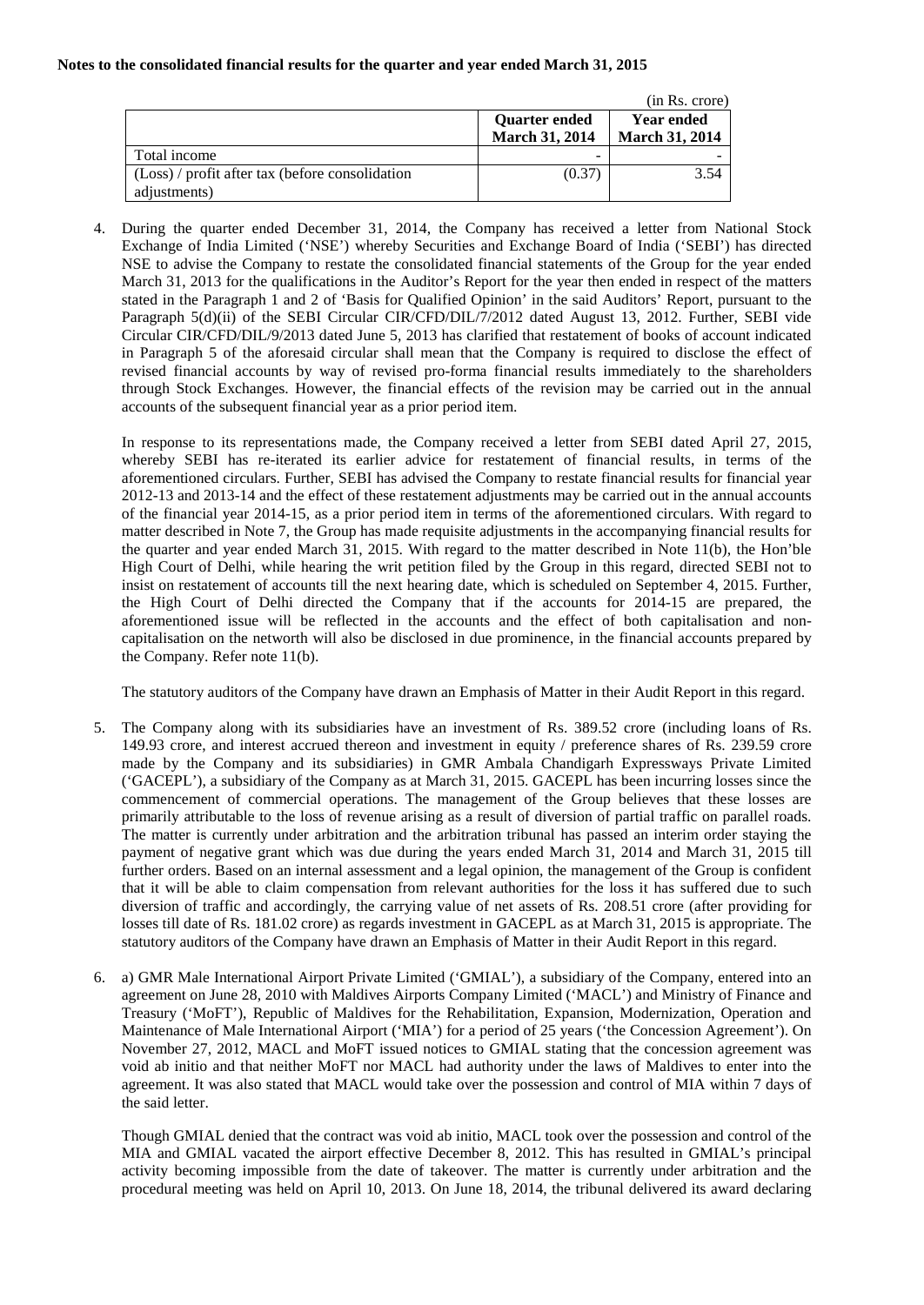**Notes to the consolidated financial results for the quarter and year ended March 31, 2015**

(in Rs. crore)

| | Quarter ended March 31, 2014 | Year ended March 31, 2014 |
|---|---|---|
| Total income | - | - |
| (Loss) / profit after tax (before consolidation adjustments) | (0.37) | 3.54 |

4. During the quarter ended December 31, 2014, the Company has received a letter from National Stock Exchange of India Limited ('NSE') whereby Securities and Exchange Board of India ('SEBI') has directed NSE to advise the Company to restate the consolidated financial statements of the Group for the year ended March 31, 2013 for the qualifications in the Auditor's Report for the year then ended in respect of the matters stated in the Paragraph 1 and 2 of 'Basis for Qualified Opinion' in the said Auditors' Report, pursuant to the Paragraph 5(d)(ii) of the SEBI Circular CIR/CFD/DIL/7/2012 dated August 13, 2012. Further, SEBI vide Circular CIR/CFD/DIL/9/2013 dated June 5, 2013 has clarified that restatement of books of account indicated in Paragraph 5 of the aforesaid circular shall mean that the Company is required to disclose the effect of revised financial accounts by way of revised pro-forma financial results immediately to the shareholders through Stock Exchanges. However, the financial effects of the revision may be carried out in the annual accounts of the subsequent financial year as a prior period item.

   In response to its representations made, the Company received a letter from SEBI dated April 27, 2015, whereby SEBI has re-iterated its earlier advice for restatement of financial results, in terms of the aforementioned circulars. Further, SEBI has advised the Company to restate financial results for financial year 2012-13 and 2013-14 and the effect of these restatement adjustments may be carried out in the annual accounts of the financial year 2014-15, as a prior period item in terms of the aforementioned circulars. With regard to matter described in Note 7, the Group has made requisite adjustments in the accompanying financial results for the quarter and year ended March 31, 2015. With regard to the matter described in Note 11(b), the Hon'ble High Court of Delhi, while hearing the writ petition filed by the Group in this regard, directed SEBI not to insist on restatement of accounts till the next hearing date, which is scheduled on September 4, 2015. Further, the High Court of Delhi directed the Company that if the accounts for 2014-15 are prepared, the aforementioned issue will be reflected in the accounts and the effect of both capitalisation and non-capitalisation on the networth will also be disclosed in due prominence, in the financial accounts prepared by the Company. Refer note 11(b).

   The statutory auditors of the Company have drawn an Emphasis of Matter in their Audit Report in this regard.

5. The Company along with its subsidiaries have an investment of Rs. 389.52 crore (including loans of Rs. 149.93 crore, and interest accrued thereon and investment in equity / preference shares of Rs. 239.59 crore made by the Company and its subsidiaries) in GMR Ambala Chandigarh Expressways Private Limited ('GACEPL'), a subsidiary of the Company as at March 31, 2015. GACEPL has been incurring losses since the commencement of commercial operations. The management of the Group believes that these losses are primarily attributable to the loss of revenue arising as a result of diversion of partial traffic on parallel roads. The matter is currently under arbitration and the arbitration tribunal has passed an interim order staying the payment of negative grant which was due during the years ended March 31, 2014 and March 31, 2015 till further orders. Based on an internal assessment and a legal opinion, the management of the Group is confident that it will be able to claim compensation from relevant authorities for the loss it has suffered due to such diversion of traffic and accordingly, the carrying value of net assets of Rs. 208.51 crore (after providing for losses till date of Rs. 181.02 crore) as regards investment in GACEPL as at March 31, 2015 is appropriate. The statutory auditors of the Company have drawn an Emphasis of Matter in their Audit Report in this regard.

6. a) GMR Male International Airport Private Limited ('GMIAL'), a subsidiary of the Company, entered into an agreement on June 28, 2010 with Maldives Airports Company Limited ('MACL') and Ministry of Finance and Treasury ('MoFT'), Republic of Maldives for the Rehabilitation, Expansion, Modernization, Operation and Maintenance of Male International Airport ('MIA') for a period of 25 years ('the Concession Agreement'). On November 27, 2012, MACL and MoFT issued notices to GMIAL stating that the concession agreement was void ab initio and that neither MoFT nor MACL had authority under the laws of Maldives to enter into the agreement. It was also stated that MACL would take over the possession and control of MIA within 7 days of the said letter.

   Though GMIAL denied that the contract was void ab initio, MACL took over the possession and control of the MIA and GMIAL vacated the airport effective December 8, 2012. This has resulted in GMIAL's principal activity becoming impossible from the date of takeover. The matter is currently under arbitration and the procedural meeting was held on April 10, 2013. On June 18, 2014, the tribunal delivered its award declaring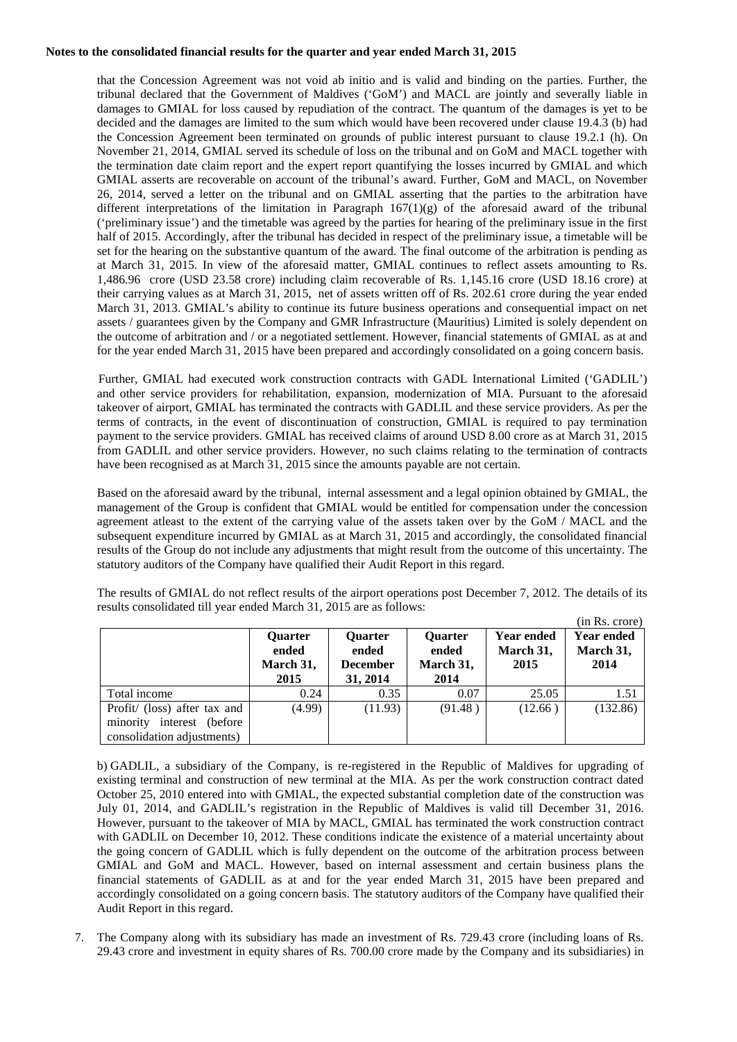**Notes to the consolidated financial results for the quarter and year ended March 31, 2015**

that the Concession Agreement was not void ab initio and is valid and binding on the parties. Further, the tribunal declared that the Government of Maldives ('GoM') and MACL are jointly and severally liable in damages to GMIAL for loss caused by repudiation of the contract. The quantum of the damages is yet to be decided and the damages are limited to the sum which would have been recovered under clause 19.4.3 (b) had the Concession Agreement been terminated on grounds of public interest pursuant to clause 19.2.1 (h). On November 21, 2014, GMIAL served its schedule of loss on the tribunal and on GoM and MACL together with the termination date claim report and the expert report quantifying the losses incurred by GMIAL and which GMIAL asserts are recoverable on account of the tribunal's award. Further, GoM and MACL, on November 26, 2014, served a letter on the tribunal and on GMIAL asserting that the parties to the arbitration have different interpretations of the limitation in Paragraph 167(1)(g) of the aforesaid award of the tribunal ('preliminary issue') and the timetable was agreed by the parties for hearing of the preliminary issue in the first half of 2015. Accordingly, after the tribunal has decided in respect of the preliminary issue, a timetable will be set for the hearing on the substantive quantum of the award. The final outcome of the arbitration is pending as at March 31, 2015. In view of the aforesaid matter, GMIAL continues to reflect assets amounting to Rs. 1,486.96 crore (USD 23.58 crore) including claim recoverable of Rs. 1,145.16 crore (USD 18.16 crore) at their carrying values as at March 31, 2015, net of assets written off of Rs. 202.61 crore during the year ended March 31, 2013. GMIAL's ability to continue its future business operations and consequential impact on net assets / guarantees given by the Company and GMR Infrastructure (Mauritius) Limited is solely dependent on the outcome of arbitration and / or a negotiated settlement. However, financial statements of GMIAL as at and for the year ended March 31, 2015 have been prepared and accordingly consolidated on a going concern basis.

Further, GMIAL had executed work construction contracts with GADL International Limited ('GADLIL') and other service providers for rehabilitation, expansion, modernization of MIA. Pursuant to the aforesaid takeover of airport, GMIAL has terminated the contracts with GADLIL and these service providers. As per the terms of contracts, in the event of discontinuation of construction, GMIAL is required to pay termination payment to the service providers. GMIAL has received claims of around USD 8.00 crore as at March 31, 2015 from GADLIL and other service providers. However, no such claims relating to the termination of contracts have been recognised as at March 31, 2015 since the amounts payable are not certain.

Based on the aforesaid award by the tribunal, internal assessment and a legal opinion obtained by GMIAL, the management of the Group is confident that GMIAL would be entitled for compensation under the concession agreement atleast to the extent of the carrying value of the assets taken over by the GoM / MACL and the subsequent expenditure incurred by GMIAL as at March 31, 2015 and accordingly, the consolidated financial results of the Group do not include any adjustments that might result from the outcome of this uncertainty. The statutory auditors of the Company have qualified their Audit Report in this regard.

The results of GMIAL do not reflect results of the airport operations post December 7, 2012. The details of its results consolidated till year ended March 31, 2015 are as follows:

(in Rs. crore)

| | Quarter ended March 31, 2015 | Quarter ended December 31, 2014 | Quarter ended March 31, 2014 | Year ended March 31, 2015 | Year ended March 31, 2014 |
|---|---|---|---|---|---|
| Total income | 0.24 | 0.35 | 0.07 | 25.05 | 1.51 |
| Profit/ (loss) after tax and minority interest (before consolidation adjustments) | (4.99) | (11.93) | (91.48 ) | (12.66 ) | (132.86) |

b) GADLIL, a subsidiary of the Company, is re-registered in the Republic of Maldives for upgrading of existing terminal and construction of new terminal at the MIA. As per the work construction contract dated October 25, 2010 entered into with GMIAL, the expected substantial completion date of the construction was July 01, 2014, and GADLIL's registration in the Republic of Maldives is valid till December 31, 2016. However, pursuant to the takeover of MIA by MACL, GMIAL has terminated the work construction contract with GADLIL on December 10, 2012. These conditions indicate the existence of a material uncertainty about the going concern of GADLIL which is fully dependent on the outcome of the arbitration process between GMIAL and GoM and MACL. However, based on internal assessment and certain business plans the financial statements of GADLIL as at and for the year ended March 31, 2015 have been prepared and accordingly consolidated on a going concern basis. The statutory auditors of the Company have qualified their Audit Report in this regard.

7. The Company along with its subsidiary has made an investment of Rs. 729.43 crore (including loans of Rs. 29.43 crore and investment in equity shares of Rs. 700.00 crore made by the Company and its subsidiaries) in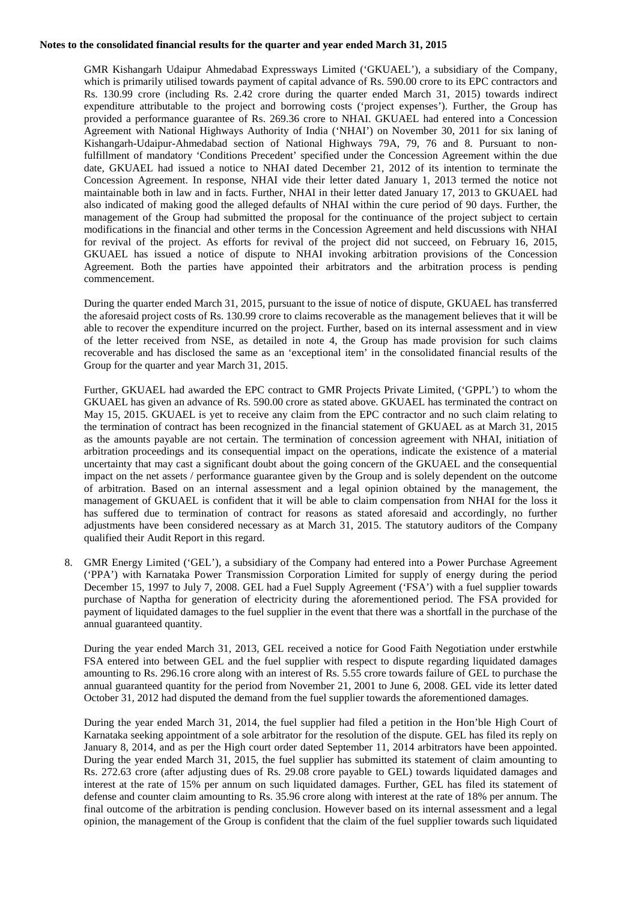**Notes to the consolidated financial results for the quarter and year ended March 31, 2015**

GMR Kishangarh Udaipur Ahmedabad Expressways Limited ('GKUAEL'), a subsidiary of the Company, which is primarily utilised towards payment of capital advance of Rs. 590.00 crore to its EPC contractors and Rs. 130.99 crore (including Rs. 2.42 crore during the quarter ended March 31, 2015) towards indirect expenditure attributable to the project and borrowing costs ('project expenses'). Further, the Group has provided a performance guarantee of Rs. 269.36 crore to NHAI. GKUAEL had entered into a Concession Agreement with National Highways Authority of India ('NHAI') on November 30, 2011 for six laning of Kishangarh-Udaipur-Ahmedabad section of National Highways 79A, 79, 76 and 8. Pursuant to non-fulfillment of mandatory 'Conditions Precedent' specified under the Concession Agreement within the due date, GKUAEL had issued a notice to NHAI dated December 21, 2012 of its intention to terminate the Concession Agreement. In response, NHAI vide their letter dated January 1, 2013 termed the notice not maintainable both in law and in facts. Further, NHAI in their letter dated January 17, 2013 to GKUAEL had also indicated of making good the alleged defaults of NHAI within the cure period of 90 days. Further, the management of the Group had submitted the proposal for the continuance of the project subject to certain modifications in the financial and other terms in the Concession Agreement and held discussions with NHAI for revival of the project. As efforts for revival of the project did not succeed, on February 16, 2015, GKUAEL has issued a notice of dispute to NHAI invoking arbitration provisions of the Concession Agreement. Both the parties have appointed their arbitrators and the arbitration process is pending commencement.

During the quarter ended March 31, 2015, pursuant to the issue of notice of dispute, GKUAEL has transferred the aforesaid project costs of Rs. 130.99 crore to claims recoverable as the management believes that it will be able to recover the expenditure incurred on the project. Further, based on its internal assessment and in view of the letter received from NSE, as detailed in note 4, the Group has made provision for such claims recoverable and has disclosed the same as an 'exceptional item' in the consolidated financial results of the Group for the quarter and year March 31, 2015.

Further, GKUAEL had awarded the EPC contract to GMR Projects Private Limited, ('GPPL') to whom the GKUAEL has given an advance of Rs. 590.00 crore as stated above. GKUAEL has terminated the contract on May 15, 2015. GKUAEL is yet to receive any claim from the EPC contractor and no such claim relating to the termination of contract has been recognized in the financial statement of GKUAEL as at March 31, 2015 as the amounts payable are not certain. The termination of concession agreement with NHAI, initiation of arbitration proceedings and its consequential impact on the operations, indicate the existence of a material uncertainty that may cast a significant doubt about the going concern of the GKUAEL and the consequential impact on the net assets / performance guarantee given by the Group and is solely dependent on the outcome of arbitration. Based on an internal assessment and a legal opinion obtained by the management, the management of GKUAEL is confident that it will be able to claim compensation from NHAI for the loss it has suffered due to termination of contract for reasons as stated aforesaid and accordingly, no further adjustments have been considered necessary as at March 31, 2015. The statutory auditors of the Company qualified their Audit Report in this regard.

8. GMR Energy Limited ('GEL'), a subsidiary of the Company had entered into a Power Purchase Agreement ('PPA') with Karnataka Power Transmission Corporation Limited for supply of energy during the period December 15, 1997 to July 7, 2008. GEL had a Fuel Supply Agreement ('FSA') with a fuel supplier towards purchase of Naptha for generation of electricity during the aforementioned period. The FSA provided for payment of liquidated damages to the fuel supplier in the event that there was a shortfall in the purchase of the annual guaranteed quantity.

   During the year ended March 31, 2013, GEL received a notice for Good Faith Negotiation under erstwhile FSA entered into between GEL and the fuel supplier with respect to dispute regarding liquidated damages amounting to Rs. 296.16 crore along with an interest of Rs. 5.55 crore towards failure of GEL to purchase the annual guaranteed quantity for the period from November 21, 2001 to June 6, 2008. GEL vide its letter dated October 31, 2012 had disputed the demand from the fuel supplier towards the aforementioned damages.

   During the year ended March 31, 2014, the fuel supplier had filed a petition in the Hon'ble High Court of Karnataka seeking appointment of a sole arbitrator for the resolution of the dispute. GEL has filed its reply on January 8, 2014, and as per the High court order dated September 11, 2014 arbitrators have been appointed. During the year ended March 31, 2015, the fuel supplier has submitted its statement of claim amounting to Rs. 272.63 crore (after adjusting dues of Rs. 29.08 crore payable to GEL) towards liquidated damages and interest at the rate of 15% per annum on such liquidated damages. Further, GEL has filed its statement of defense and counter claim amounting to Rs. 35.96 crore along with interest at the rate of 18% per annum. The final outcome of the arbitration is pending conclusion. However based on its internal assessment and a legal opinion, the management of the Group is confident that the claim of the fuel supplier towards such liquidated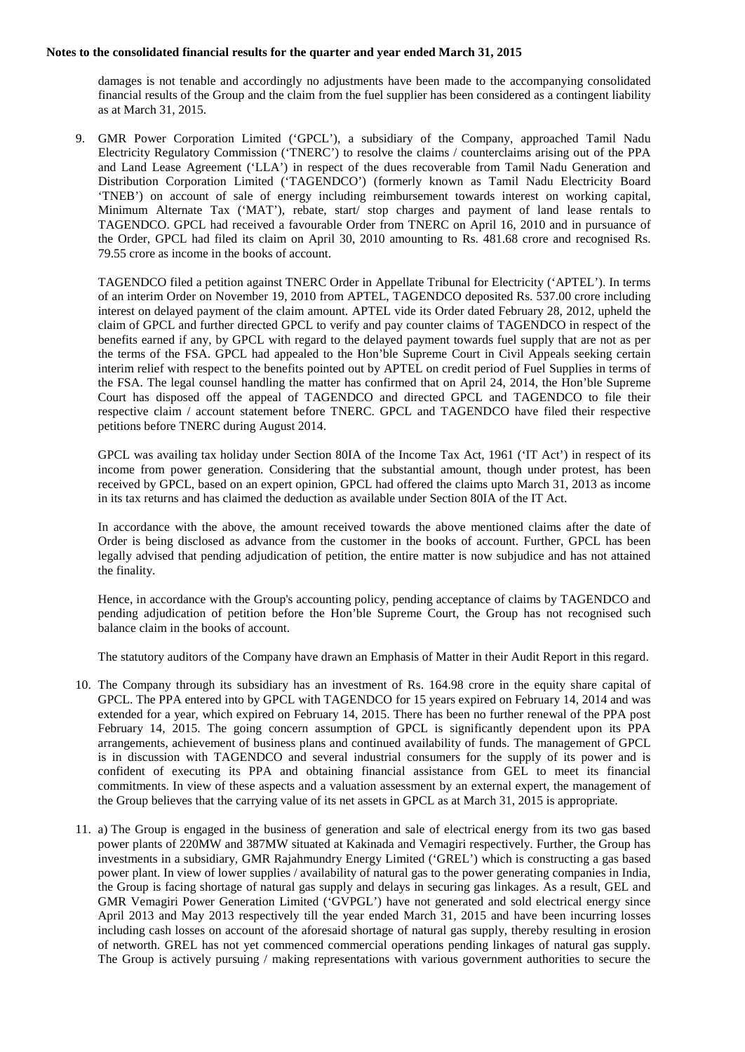**Notes to the consolidated financial results for the quarter and year ended March 31, 2015**

damages is not tenable and accordingly no adjustments have been made to the accompanying consolidated financial results of the Group and the claim from the fuel supplier has been considered as a contingent liability as at March 31, 2015.

9. GMR Power Corporation Limited ('GPCL'), a subsidiary of the Company, approached Tamil Nadu Electricity Regulatory Commission ('TNERC') to resolve the claims / counterclaims arising out of the PPA and Land Lease Agreement ('LLA') in respect of the dues recoverable from Tamil Nadu Generation and Distribution Corporation Limited ('TAGENDCO') (formerly known as Tamil Nadu Electricity Board 'TNEB') on account of sale of energy including reimbursement towards interest on working capital, Minimum Alternate Tax ('MAT'), rebate, start/ stop charges and payment of land lease rentals to TAGENDCO. GPCL had received a favourable Order from TNERC on April 16, 2010 and in pursuance of the Order, GPCL had filed its claim on April 30, 2010 amounting to Rs. 481.68 crore and recognised Rs. 79.55 crore as income in the books of account.

   TAGENDCO filed a petition against TNERC Order in Appellate Tribunal for Electricity ('APTEL'). In terms of an interim Order on November 19, 2010 from APTEL, TAGENDCO deposited Rs. 537.00 crore including interest on delayed payment of the claim amount. APTEL vide its Order dated February 28, 2012, upheld the claim of GPCL and further directed GPCL to verify and pay counter claims of TAGENDCO in respect of the benefits earned if any, by GPCL with regard to the delayed payment towards fuel supply that are not as per the terms of the FSA. GPCL had appealed to the Hon'ble Supreme Court in Civil Appeals seeking certain interim relief with respect to the benefits pointed out by APTEL on credit period of Fuel Supplies in terms of the FSA. The legal counsel handling the matter has confirmed that on April 24, 2014, the Hon'ble Supreme Court has disposed off the appeal of TAGENDCO and directed GPCL and TAGENDCO to file their respective claim / account statement before TNERC. GPCL and TAGENDCO have filed their respective petitions before TNERC during August 2014.

   GPCL was availing tax holiday under Section 80IA of the Income Tax Act, 1961 ('IT Act') in respect of its income from power generation. Considering that the substantial amount, though under protest, has been received by GPCL, based on an expert opinion, GPCL had offered the claims upto March 31, 2013 as income in its tax returns and has claimed the deduction as available under Section 80IA of the IT Act.

   In accordance with the above, the amount received towards the above mentioned claims after the date of Order is being disclosed as advance from the customer in the books of account. Further, GPCL has been legally advised that pending adjudication of petition, the entire matter is now subjudice and has not attained the finality.

   Hence, in accordance with the Group's accounting policy, pending acceptance of claims by TAGENDCO and pending adjudication of petition before the Hon'ble Supreme Court, the Group has not recognised such balance claim in the books of account.

   The statutory auditors of the Company have drawn an Emphasis of Matter in their Audit Report in this regard.

10. The Company through its subsidiary has an investment of Rs. 164.98 crore in the equity share capital of GPCL. The PPA entered into by GPCL with TAGENDCO for 15 years expired on February 14, 2014 and was extended for a year, which expired on February 14, 2015. There has been no further renewal of the PPA post February 14, 2015. The going concern assumption of GPCL is significantly dependent upon its PPA arrangements, achievement of business plans and continued availability of funds. The management of GPCL is in discussion with TAGENDCO and several industrial consumers for the supply of its power and is confident of executing its PPA and obtaining financial assistance from GEL to meet its financial commitments. In view of these aspects and a valuation assessment by an external expert, the management of the Group believes that the carrying value of its net assets in GPCL as at March 31, 2015 is appropriate.

11. a) The Group is engaged in the business of generation and sale of electrical energy from its two gas based power plants of 220MW and 387MW situated at Kakinada and Vemagiri respectively. Further, the Group has investments in a subsidiary, GMR Rajahmundry Energy Limited ('GREL') which is constructing a gas based power plant. In view of lower supplies / availability of natural gas to the power generating companies in India, the Group is facing shortage of natural gas supply and delays in securing gas linkages. As a result, GEL and GMR Vemagiri Power Generation Limited ('GVPGL') have not generated and sold electrical energy since April 2013 and May 2013 respectively till the year ended March 31, 2015 and have been incurring losses including cash losses on account of the aforesaid shortage of natural gas supply, thereby resulting in erosion of networth. GREL has not yet commenced commercial operations pending linkages of natural gas supply. The Group is actively pursuing / making representations with various government authorities to secure the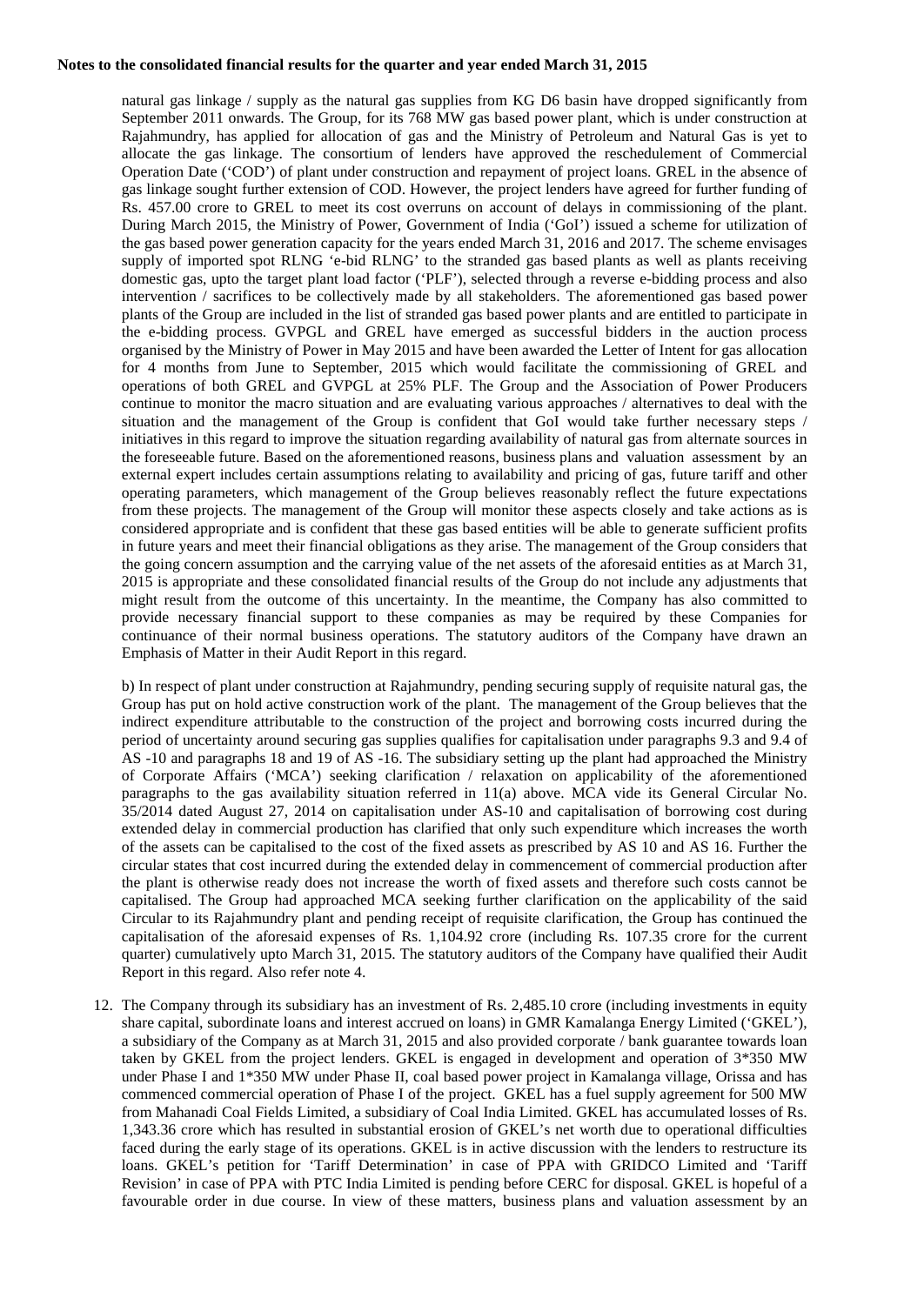natural gas linkage / supply as the natural gas supplies from KG D6 basin have dropped significantly from September 2011 onwards. The Group, for its 768 MW gas based power plant, which is under construction at Rajahmundry, has applied for allocation of gas and the Ministry of Petroleum and Natural Gas is yet to allocate the gas linkage. The consortium of lenders have approved the reschedulement of Commercial Operation Date ('COD') of plant under construction and repayment of project loans. GREL in the absence of gas linkage sought further extension of COD. However, the project lenders have agreed for further funding of Rs. 457.00 crore to GREL to meet its cost overruns on account of delays in commissioning of the plant. During March 2015, the Ministry of Power, Government of India ('GoI') issued a scheme for utilization of the gas based power generation capacity for the years ended March 31, 2016 and 2017. The scheme envisages supply of imported spot RLNG 'e-bid RLNG' to the stranded gas based plants as well as plants receiving domestic gas, upto the target plant load factor ('PLF'), selected through a reverse e-bidding process and also intervention / sacrifices to be collectively made by all stakeholders. The aforementioned gas based power plants of the Group are included in the list of stranded gas based power plants and are entitled to participate in the e-bidding process. GVPGL and GREL have emerged as successful bidders in the auction process organised by the Ministry of Power in May 2015 and have been awarded the Letter of Intent for gas allocation for 4 months from June to September, 2015 which would facilitate the commissioning of GREL and operations of both GREL and GVPGL at 25% PLF. The Group and the Association of Power Producers continue to monitor the macro situation and are evaluating various approaches / alternatives to deal with the situation and the management of the Group is confident that GoI would take further necessary steps / initiatives in this regard to improve the situation regarding availability of natural gas from alternate sources in the foreseeable future. Based on the aforementioned reasons, business plans and valuation assessment by an external expert includes certain assumptions relating to availability and pricing of gas, future tariff and other operating parameters, which management of the Group believes reasonably reflect the future expectations from these projects. The management of the Group will monitor these aspects closely and take actions as is considered appropriate and is confident that these gas based entities will be able to generate sufficient profits in future years and meet their financial obligations as they arise. The management of the Group considers that the going concern assumption and the carrying value of the net assets of the aforesaid entities as at March 31, 2015 is appropriate and these consolidated financial results of the Group do not include any adjustments that might result from the outcome of this uncertainty. In the meantime, the Company has also committed to provide necessary financial support to these companies as may be required by these Companies for continuance of their normal business operations. The statutory auditors of the Company have drawn an Emphasis of Matter in their Audit Report in this regard.

b) In respect of plant under construction at Rajahmundry, pending securing supply of requisite natural gas, the Group has put on hold active construction work of the plant. The management of the Group believes that the indirect expenditure attributable to the construction of the project and borrowing costs incurred during the period of uncertainty around securing gas supplies qualifies for capitalisation under paragraphs 9.3 and 9.4 of AS -10 and paragraphs 18 and 19 of AS -16. The subsidiary setting up the plant had approached the Ministry of Corporate Affairs ('MCA') seeking clarification / relaxation on applicability of the aforementioned paragraphs to the gas availability situation referred in 11(a) above. MCA vide its General Circular No. 35/2014 dated August 27, 2014 on capitalisation under AS-10 and capitalisation of borrowing cost during extended delay in commercial production has clarified that only such expenditure which increases the worth of the assets can be capitalised to the cost of the fixed assets as prescribed by AS 10 and AS 16. Further the circular states that cost incurred during the extended delay in commencement of commercial production after the plant is otherwise ready does not increase the worth of fixed assets and therefore such costs cannot be capitalised. The Group had approached MCA seeking further clarification on the applicability of the said Circular to its Rajahmundry plant and pending receipt of requisite clarification, the Group has continued the capitalisation of the aforesaid expenses of Rs. 1,104.92 crore (including Rs. 107.35 crore for the current quarter) cumulatively upto March 31, 2015. The statutory auditors of the Company have qualified their Audit Report in this regard. Also refer note 4.

12. The Company through its subsidiary has an investment of Rs. 2,485.10 crore (including investments in equity share capital, subordinate loans and interest accrued on loans) in GMR Kamalanga Energy Limited ('GKEL'), a subsidiary of the Company as at March 31, 2015 and also provided corporate / bank guarantee towards loan taken by GKEL from the project lenders. GKEL is engaged in development and operation of 3*350 MW under Phase I and 1*350 MW under Phase II, coal based power project in Kamalanga village, Orissa and has commenced commercial operation of Phase I of the project. GKEL has a fuel supply agreement for 500 MW from Mahanadi Coal Fields Limited, a subsidiary of Coal India Limited. GKEL has accumulated losses of Rs. 1,343.36 crore which has resulted in substantial erosion of GKEL's net worth due to operational difficulties faced during the early stage of its operations. GKEL is in active discussion with the lenders to restructure its loans. GKEL's petition for 'Tariff Determination' in case of PPA with GRIDCO Limited and 'Tariff Revision' in case of PPA with PTC India Limited is pending before CERC for disposal. GKEL is hopeful of a favourable order in due course. In view of these matters, business plans and valuation assessment by an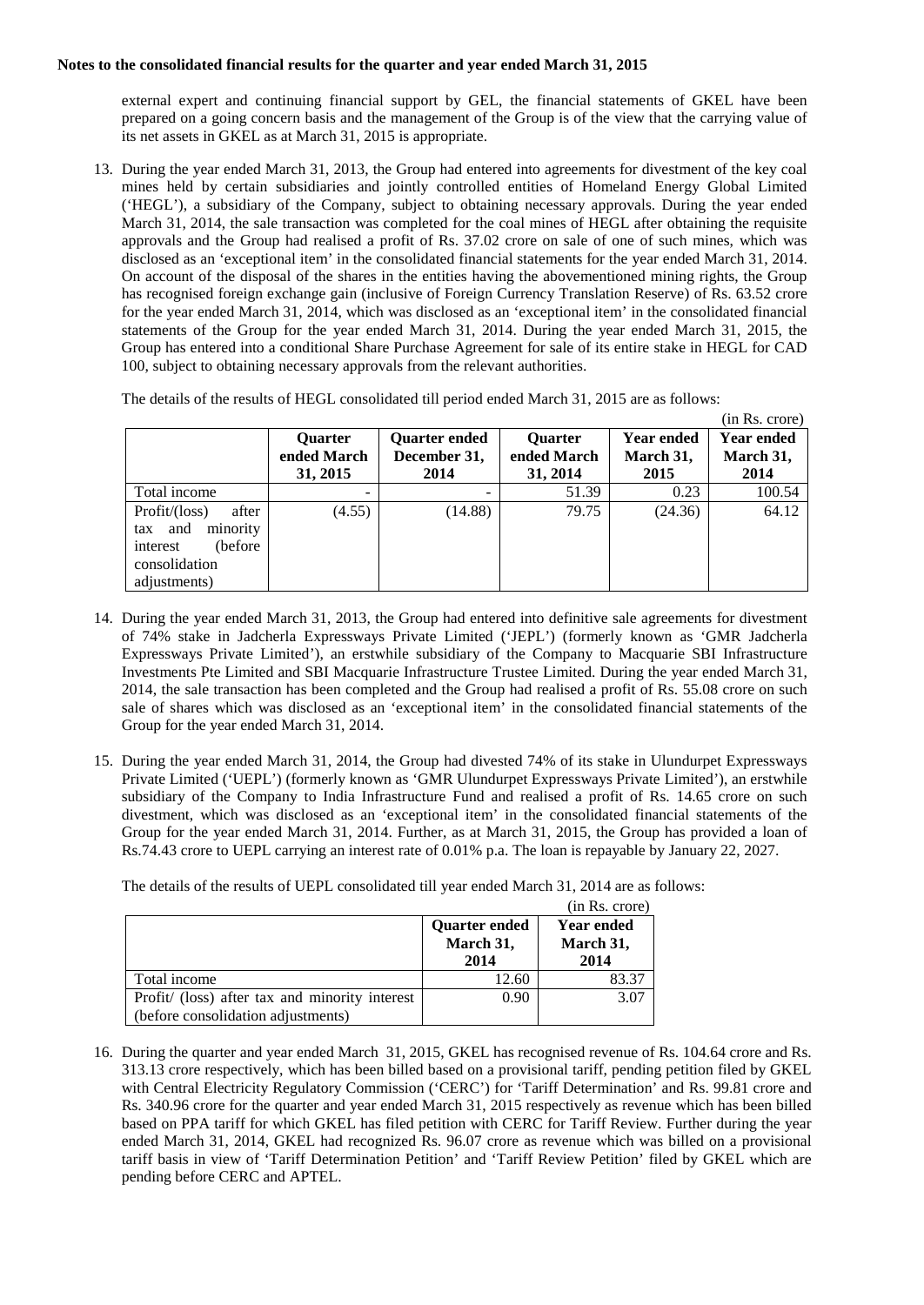**Notes to the consolidated financial results for the quarter and year ended March 31, 2015**

external expert and continuing financial support by GEL, the financial statements of GKEL have been prepared on a going concern basis and the management of the Group is of the view that the carrying value of its net assets in GKEL as at March 31, 2015 is appropriate.

13. During the year ended March 31, 2013, the Group had entered into agreements for divestment of the key coal mines held by certain subsidiaries and jointly controlled entities of Homeland Energy Global Limited ('HEGL'), a subsidiary of the Company, subject to obtaining necessary approvals. During the year ended March 31, 2014, the sale transaction was completed for the coal mines of HEGL after obtaining the requisite approvals and the Group had realised a profit of Rs. 37.02 crore on sale of one of such mines, which was disclosed as an 'exceptional item' in the consolidated financial statements for the year ended March 31, 2014. On account of the disposal of the shares in the entities having the abovementioned mining rights, the Group has recognised foreign exchange gain (inclusive of Foreign Currency Translation Reserve) of Rs. 63.52 crore for the year ended March 31, 2014, which was disclosed as an 'exceptional item' in the consolidated financial statements of the Group for the year ended March 31, 2014. During the year ended March 31, 2015, the Group has entered into a conditional Share Purchase Agreement for sale of its entire stake in HEGL for CAD 100, subject to obtaining necessary approvals from the relevant authorities.

    The details of the results of HEGL consolidated till period ended March 31, 2015 are as follows:

    (in Rs. crore)

| | Quarter ended March 31, 2015 | Quarter ended December 31, 2014 | Quarter ended March 31, 2014 | Year ended March 31, 2015 | Year ended March 31, 2014 |
|---|---|---|---|---|---|
| Total income | - | - | 51.39 | 0.23 | 100.54 |
| Profit/(loss) after tax and minority interest (before consolidation adjustments) | (4.55) | (14.88) | 79.75 | (24.36) | 64.12 |

14. During the year ended March 31, 2013, the Group had entered into definitive sale agreements for divestment of 74% stake in Jadcherla Expressways Private Limited ('JEPL') (formerly known as 'GMR Jadcherla Expressways Private Limited'), an erstwhile subsidiary of the Company to Macquarie SBI Infrastructure Investments Pte Limited and SBI Macquarie Infrastructure Trustee Limited. During the year ended March 31, 2014, the sale transaction has been completed and the Group had realised a profit of Rs. 55.08 crore on such sale of shares which was disclosed as an 'exceptional item' in the consolidated financial statements of the Group for the year ended March 31, 2014.

15. During the year ended March 31, 2014, the Group had divested 74% of its stake in Ulundurpet Expressways Private Limited ('UEPL') (formerly known as 'GMR Ulundurpet Expressways Private Limited'), an erstwhile subsidiary of the Company to India Infrastructure Fund and realised a profit of Rs. 14.65 crore on such divestment, which was disclosed as an 'exceptional item' in the consolidated financial statements of the Group for the year ended March 31, 2014. Further, as at March 31, 2015, the Group has provided a loan of Rs.74.43 crore to UEPL carrying an interest rate of 0.01% p.a. The loan is repayable by January 22, 2027.

    The details of the results of UEPL consolidated till year ended March 31, 2014 are as follows:

    (in Rs. crore)

| | Quarter ended March 31, 2014 | Year ended March 31, 2014 |
|---|---|---|
| Total income | 12.60 | 83.37 |
| Profit/ (loss) after tax and minority interest (before consolidation adjustments) | 0.90 | 3.07 |

16. During the quarter and year ended March 31, 2015, GKEL has recognised revenue of Rs. 104.64 crore and Rs. 313.13 crore respectively, which has been billed based on a provisional tariff, pending petition filed by GKEL with Central Electricity Regulatory Commission ('CERC') for 'Tariff Determination' and Rs. 99.81 crore and Rs. 340.96 crore for the quarter and year ended March 31, 2015 respectively as revenue which has been billed based on PPA tariff for which GKEL has filed petition with CERC for Tariff Review. Further during the year ended March 31, 2014, GKEL had recognized Rs. 96.07 crore as revenue which was billed on a provisional tariff basis in view of 'Tariff Determination Petition' and 'Tariff Review Petition' filed by GKEL which are pending before CERC and APTEL.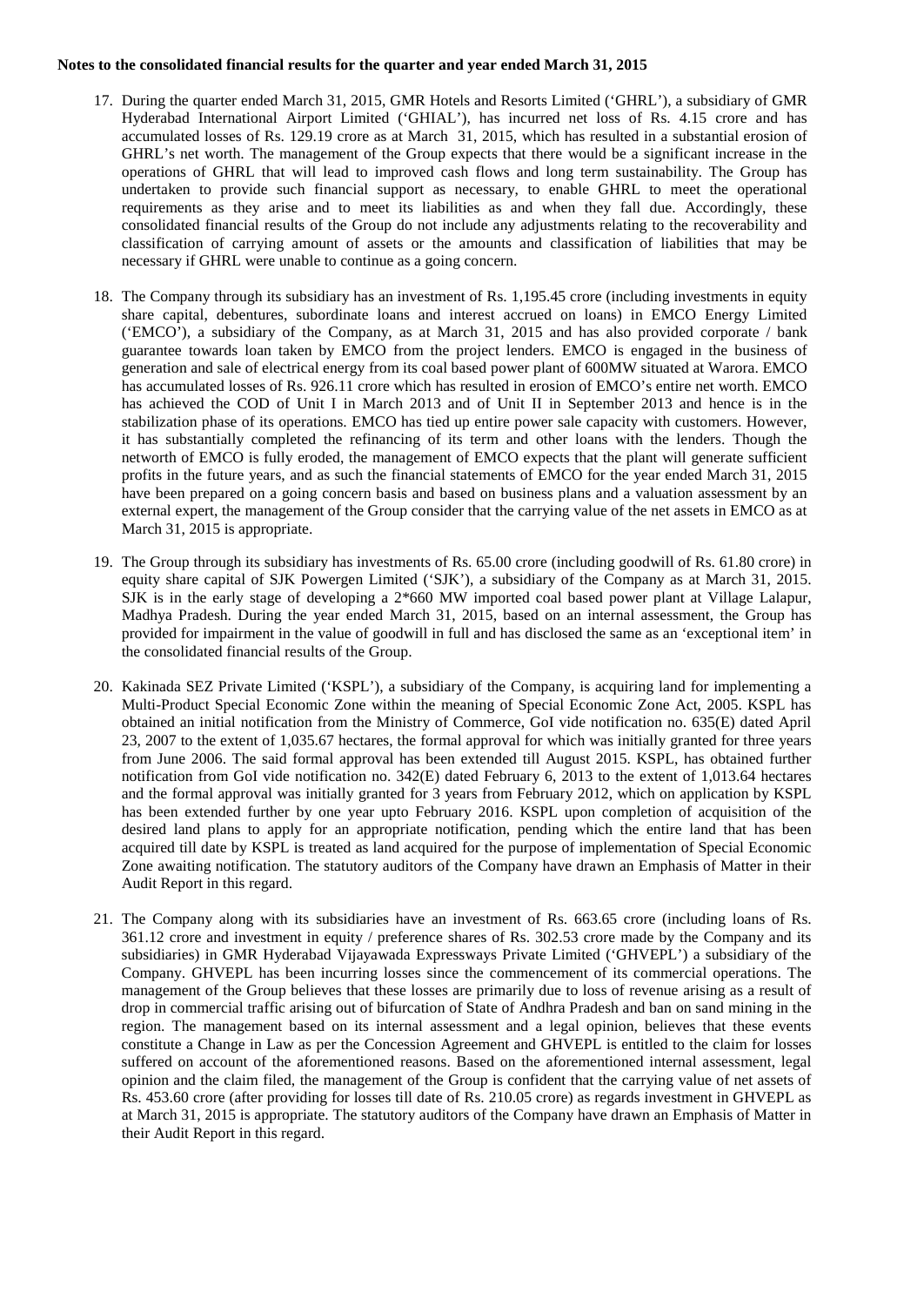**Notes to the consolidated financial results for the quarter and year ended March 31, 2015**

17. During the quarter ended March 31, 2015, GMR Hotels and Resorts Limited ('GHRL'), a subsidiary of GMR Hyderabad International Airport Limited ('GHIAL'), has incurred net loss of Rs. 4.15 crore and has accumulated losses of Rs. 129.19 crore as at March 31, 2015, which has resulted in a substantial erosion of GHRL's net worth. The management of the Group expects that there would be a significant increase in the operations of GHRL that will lead to improved cash flows and long term sustainability. The Group has undertaken to provide such financial support as necessary, to enable GHRL to meet the operational requirements as they arise and to meet its liabilities as and when they fall due. Accordingly, these consolidated financial results of the Group do not include any adjustments relating to the recoverability and classification of carrying amount of assets or the amounts and classification of liabilities that may be necessary if GHRL were unable to continue as a going concern.

18. The Company through its subsidiary has an investment of Rs. 1,195.45 crore (including investments in equity share capital, debentures, subordinate loans and interest accrued on loans) in EMCO Energy Limited ('EMCO'), a subsidiary of the Company, as at March 31, 2015 and has also provided corporate / bank guarantee towards loan taken by EMCO from the project lenders. EMCO is engaged in the business of generation and sale of electrical energy from its coal based power plant of 600MW situated at Warora. EMCO has accumulated losses of Rs. 926.11 crore which has resulted in erosion of EMCO's entire net worth. EMCO has achieved the COD of Unit I in March 2013 and of Unit II in September 2013 and hence is in the stabilization phase of its operations. EMCO has tied up entire power sale capacity with customers. However, it has substantially completed the refinancing of its term and other loans with the lenders. Though the networth of EMCO is fully eroded, the management of EMCO expects that the plant will generate sufficient profits in the future years, and as such the financial statements of EMCO for the year ended March 31, 2015 have been prepared on a going concern basis and based on business plans and a valuation assessment by an external expert, the management of the Group consider that the carrying value of the net assets in EMCO as at March 31, 2015 is appropriate.

19. The Group through its subsidiary has investments of Rs. 65.00 crore (including goodwill of Rs. 61.80 crore) in equity share capital of SJK Powergen Limited ('SJK'), a subsidiary of the Company as at March 31, 2015. SJK is in the early stage of developing a 2*660 MW imported coal based power plant at Village Lalapur, Madhya Pradesh. During the year ended March 31, 2015, based on an internal assessment, the Group has provided for impairment in the value of goodwill in full and has disclosed the same as an 'exceptional item' in the consolidated financial results of the Group.

20. Kakinada SEZ Private Limited ('KSPL'), a subsidiary of the Company, is acquiring land for implementing a Multi-Product Special Economic Zone within the meaning of Special Economic Zone Act, 2005. KSPL has obtained an initial notification from the Ministry of Commerce, GoI vide notification no. 635(E) dated April 23, 2007 to the extent of 1,035.67 hectares, the formal approval for which was initially granted for three years from June 2006. The said formal approval has been extended till August 2015. KSPL, has obtained further notification from GoI vide notification no. 342(E) dated February 6, 2013 to the extent of 1,013.64 hectares and the formal approval was initially granted for 3 years from February 2012, which on application by KSPL has been extended further by one year upto February 2016. KSPL upon completion of acquisition of the desired land plans to apply for an appropriate notification, pending which the entire land that has been acquired till date by KSPL is treated as land acquired for the purpose of implementation of Special Economic Zone awaiting notification. The statutory auditors of the Company have drawn an Emphasis of Matter in their Audit Report in this regard.

21. The Company along with its subsidiaries have an investment of Rs. 663.65 crore (including loans of Rs. 361.12 crore and investment in equity / preference shares of Rs. 302.53 crore made by the Company and its subsidiaries) in GMR Hyderabad Vijayawada Expressways Private Limited ('GHVEPL') a subsidiary of the Company. GHVEPL has been incurring losses since the commencement of its commercial operations. The management of the Group believes that these losses are primarily due to loss of revenue arising as a result of drop in commercial traffic arising out of bifurcation of State of Andhra Pradesh and ban on sand mining in the region. The management based on its internal assessment and a legal opinion, believes that these events constitute a Change in Law as per the Concession Agreement and GHVEPL is entitled to the claim for losses suffered on account of the aforementioned reasons. Based on the aforementioned internal assessment, legal opinion and the claim filed, the management of the Group is confident that the carrying value of net assets of Rs. 453.60 crore (after providing for losses till date of Rs. 210.05 crore) as regards investment in GHVEPL as at March 31, 2015 is appropriate. The statutory auditors of the Company have drawn an Emphasis of Matter in their Audit Report in this regard.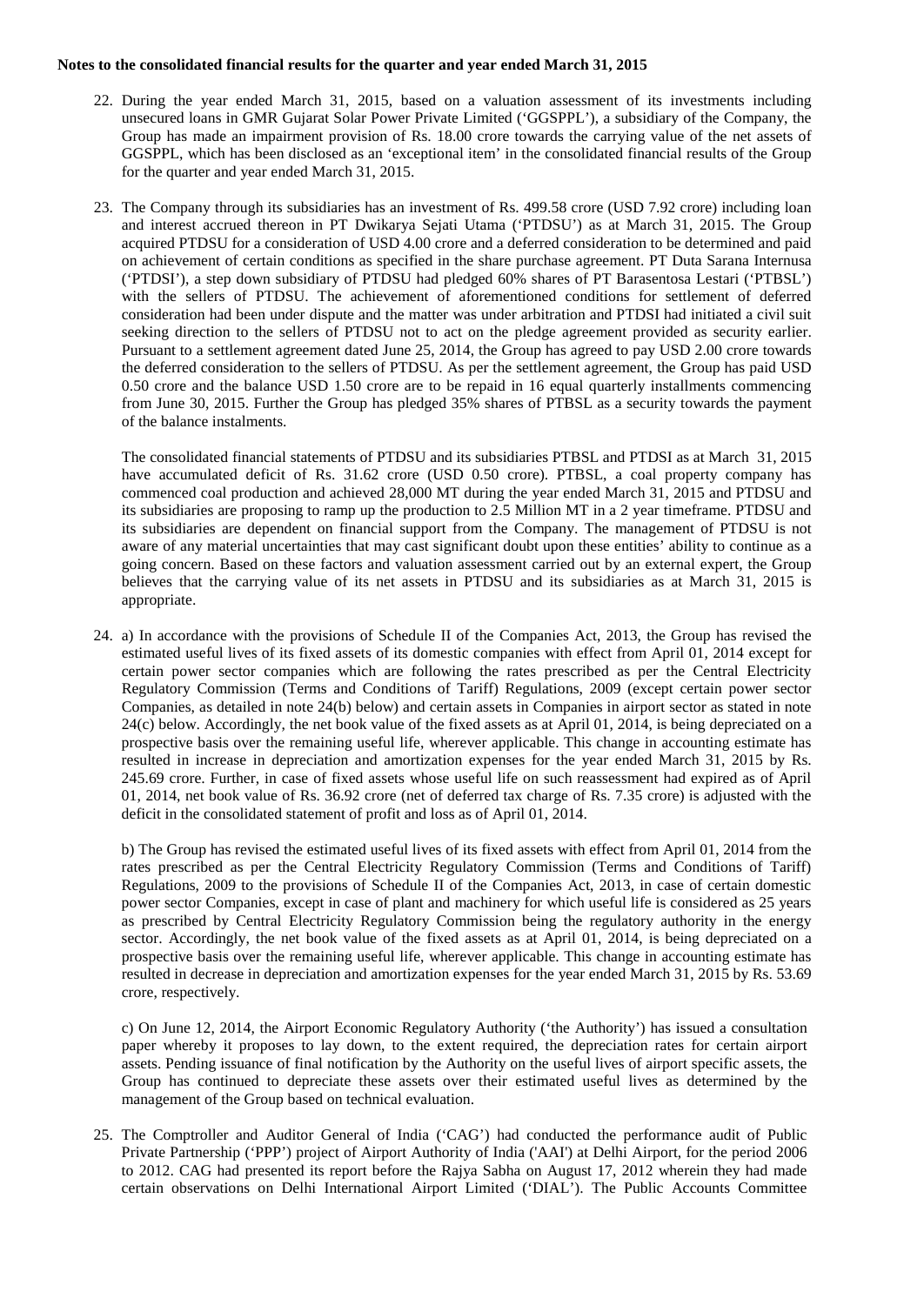**Notes to the consolidated financial results for the quarter and year ended March 31, 2015**

22. During the year ended March 31, 2015, based on a valuation assessment of its investments including unsecured loans in GMR Gujarat Solar Power Private Limited ('GGSPPL'), a subsidiary of the Company, the Group has made an impairment provision of Rs. 18.00 crore towards the carrying value of the net assets of GGSPPL, which has been disclosed as an 'exceptional item' in the consolidated financial results of the Group for the quarter and year ended March 31, 2015.

23. The Company through its subsidiaries has an investment of Rs. 499.58 crore (USD 7.92 crore) including loan and interest accrued thereon in PT Dwikarya Sejati Utama ('PTDSU') as at March 31, 2015. The Group acquired PTDSU for a consideration of USD 4.00 crore and a deferred consideration to be determined and paid on achievement of certain conditions as specified in the share purchase agreement. PT Duta Sarana Internusa ('PTDSI'), a step down subsidiary of PTDSU had pledged 60% shares of PT Barasentosa Lestari ('PTBSL') with the sellers of PTDSU. The achievement of aforementioned conditions for settlement of deferred consideration had been under dispute and the matter was under arbitration and PTDSI had initiated a civil suit seeking direction to the sellers of PTDSU not to act on the pledge agreement provided as security earlier. Pursuant to a settlement agreement dated June 25, 2014, the Group has agreed to pay USD 2.00 crore towards the deferred consideration to the sellers of PTDSU. As per the settlement agreement, the Group has paid USD 0.50 crore and the balance USD 1.50 crore are to be repaid in 16 equal quarterly installments commencing from June 30, 2015. Further the Group has pledged 35% shares of PTBSL as a security towards the payment of the balance instalments.

    The consolidated financial statements of PTDSU and its subsidiaries PTBSL and PTDSI as at March 31, 2015 have accumulated deficit of Rs. 31.62 crore (USD 0.50 crore). PTBSL, a coal property company has commenced coal production and achieved 28,000 MT during the year ended March 31, 2015 and PTDSU and its subsidiaries are proposing to ramp up the production to 2.5 Million MT in a 2 year timeframe. PTDSU and its subsidiaries are dependent on financial support from the Company. The management of PTDSU is not aware of any material uncertainties that may cast significant doubt upon these entities' ability to continue as a going concern. Based on these factors and valuation assessment carried out by an external expert, the Group believes that the carrying value of its net assets in PTDSU and its subsidiaries as at March 31, 2015 is appropriate.

24. a) In accordance with the provisions of Schedule II of the Companies Act, 2013, the Group has revised the estimated useful lives of its fixed assets of its domestic companies with effect from April 01, 2014 except for certain power sector companies which are following the rates prescribed as per the Central Electricity Regulatory Commission (Terms and Conditions of Tariff) Regulations, 2009 (except certain power sector Companies, as detailed in note 24(b) below) and certain assets in Companies in airport sector as stated in note 24(c) below. Accordingly, the net book value of the fixed assets as at April 01, 2014, is being depreciated on a prospective basis over the remaining useful life, wherever applicable. This change in accounting estimate has resulted in increase in depreciation and amortization expenses for the year ended March 31, 2015 by Rs. 245.69 crore. Further, in case of fixed assets whose useful life on such reassessment had expired as of April 01, 2014, net book value of Rs. 36.92 crore (net of deferred tax charge of Rs. 7.35 crore) is adjusted with the deficit in the consolidated statement of profit and loss as of April 01, 2014.

    b) The Group has revised the estimated useful lives of its fixed assets with effect from April 01, 2014 from the rates prescribed as per the Central Electricity Regulatory Commission (Terms and Conditions of Tariff) Regulations, 2009 to the provisions of Schedule II of the Companies Act, 2013, in case of certain domestic power sector Companies, except in case of plant and machinery for which useful life is considered as 25 years as prescribed by Central Electricity Regulatory Commission being the regulatory authority in the energy sector. Accordingly, the net book value of the fixed assets as at April 01, 2014, is being depreciated on a prospective basis over the remaining useful life, wherever applicable. This change in accounting estimate has resulted in decrease in depreciation and amortization expenses for the year ended March 31, 2015 by Rs. 53.69 crore, respectively.

    c) On June 12, 2014, the Airport Economic Regulatory Authority ('the Authority') has issued a consultation paper whereby it proposes to lay down, to the extent required, the depreciation rates for certain airport assets. Pending issuance of final notification by the Authority on the useful lives of airport specific assets, the Group has continued to depreciate these assets over their estimated useful lives as determined by the management of the Group based on technical evaluation.

25. The Comptroller and Auditor General of India ('CAG') had conducted the performance audit of Public Private Partnership ('PPP') project of Airport Authority of India ('AAI') at Delhi Airport, for the period 2006 to 2012. CAG had presented its report before the Rajya Sabha on August 17, 2012 wherein they had made certain observations on Delhi International Airport Limited ('DIAL'). The Public Accounts Committee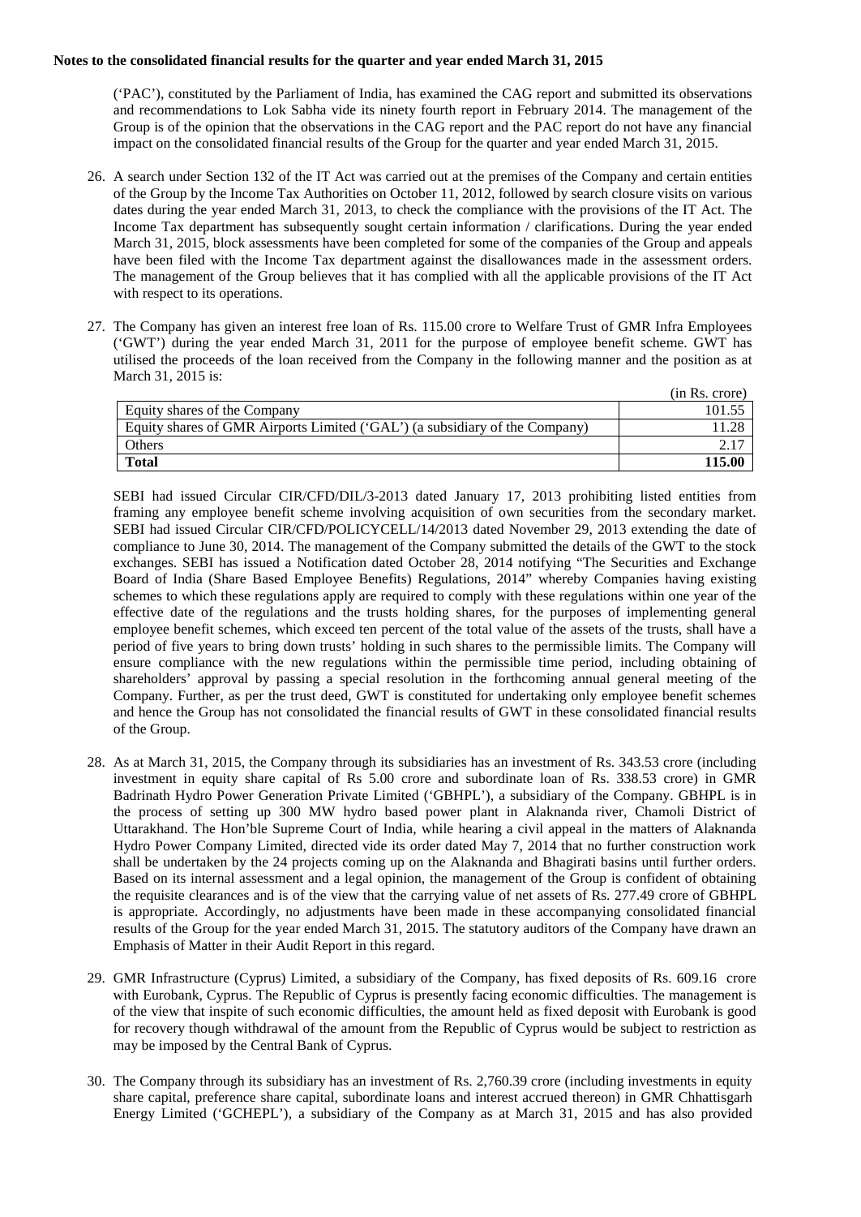**Notes to the consolidated financial results for the quarter and year ended March 31, 2015**

('PAC'), constituted by the Parliament of India, has examined the CAG report and submitted its observations and recommendations to Lok Sabha vide its ninety fourth report in February 2014. The management of the Group is of the opinion that the observations in the CAG report and the PAC report do not have any financial impact on the consolidated financial results of the Group for the quarter and year ended March 31, 2015.

26. A search under Section 132 of the IT Act was carried out at the premises of the Company and certain entities of the Group by the Income Tax Authorities on October 11, 2012, followed by search closure visits on various dates during the year ended March 31, 2013, to check the compliance with the provisions of the IT Act. The Income Tax department has subsequently sought certain information / clarifications. During the year ended March 31, 2015, block assessments have been completed for some of the companies of the Group and appeals have been filed with the Income Tax department against the disallowances made in the assessment orders. The management of the Group believes that it has complied with all the applicable provisions of the IT Act with respect to its operations.

27. The Company has given an interest free loan of Rs. 115.00 crore to Welfare Trust of GMR Infra Employees ('GWT') during the year ended March 31, 2011 for the purpose of employee benefit scheme. GWT has utilised the proceeds of the loan received from the Company in the following manner and the position as at March 31, 2015 is:

(in Rs. crore)

| | |
|---|---|
| Equity shares of the Company | 101.55 |
| Equity shares of GMR Airports Limited ('GAL') (a subsidiary of the Company) | 11.28 |
| Others | 2.17 |
| **Total** | **115.00** |

SEBI had issued Circular CIR/CFD/DIL/3-2013 dated January 17, 2013 prohibiting listed entities from framing any employee benefit scheme involving acquisition of own securities from the secondary market. SEBI had issued Circular CIR/CFD/POLICYCELL/14/2013 dated November 29, 2013 extending the date of compliance to June 30, 2014. The management of the Company submitted the details of the GWT to the stock exchanges. SEBI has issued a Notification dated October 28, 2014 notifying "The Securities and Exchange Board of India (Share Based Employee Benefits) Regulations, 2014" whereby Companies having existing schemes to which these regulations apply are required to comply with these regulations within one year of the effective date of the regulations and the trusts holding shares, for the purposes of implementing general employee benefit schemes, which exceed ten percent of the total value of the assets of the trusts, shall have a period of five years to bring down trusts' holding in such shares to the permissible limits. The Company will ensure compliance with the new regulations within the permissible time period, including obtaining of shareholders' approval by passing a special resolution in the forthcoming annual general meeting of the Company. Further, as per the trust deed, GWT is constituted for undertaking only employee benefit schemes and hence the Group has not consolidated the financial results of GWT in these consolidated financial results of the Group.

28. As at March 31, 2015, the Company through its subsidiaries has an investment of Rs. 343.53 crore (including investment in equity share capital of Rs 5.00 crore and subordinate loan of Rs. 338.53 crore) in GMR Badrinath Hydro Power Generation Private Limited ('GBHPL'), a subsidiary of the Company. GBHPL is in the process of setting up 300 MW hydro based power plant in Alaknanda river, Chamoli District of Uttarakhand. The Hon'ble Supreme Court of India, while hearing a civil appeal in the matters of Alaknanda Hydro Power Company Limited, directed vide its order dated May 7, 2014 that no further construction work shall be undertaken by the 24 projects coming up on the Alaknanda and Bhagirati basins until further orders. Based on its internal assessment and a legal opinion, the management of the Group is confident of obtaining the requisite clearances and is of the view that the carrying value of net assets of Rs. 277.49 crore of GBHPL is appropriate. Accordingly, no adjustments have been made in these accompanying consolidated financial results of the Group for the year ended March 31, 2015. The statutory auditors of the Company have drawn an Emphasis of Matter in their Audit Report in this regard.

29. GMR Infrastructure (Cyprus) Limited, a subsidiary of the Company, has fixed deposits of Rs. 609.16 crore with Eurobank, Cyprus. The Republic of Cyprus is presently facing economic difficulties. The management is of the view that inspite of such economic difficulties, the amount held as fixed deposit with Eurobank is good for recovery though withdrawal of the amount from the Republic of Cyprus would be subject to restriction as may be imposed by the Central Bank of Cyprus.

30. The Company through its subsidiary has an investment of Rs. 2,760.39 crore (including investments in equity share capital, preference share capital, subordinate loans and interest accrued thereon) in GMR Chhattisgarh Energy Limited ('GCHEPL'), a subsidiary of the Company as at March 31, 2015 and has also provided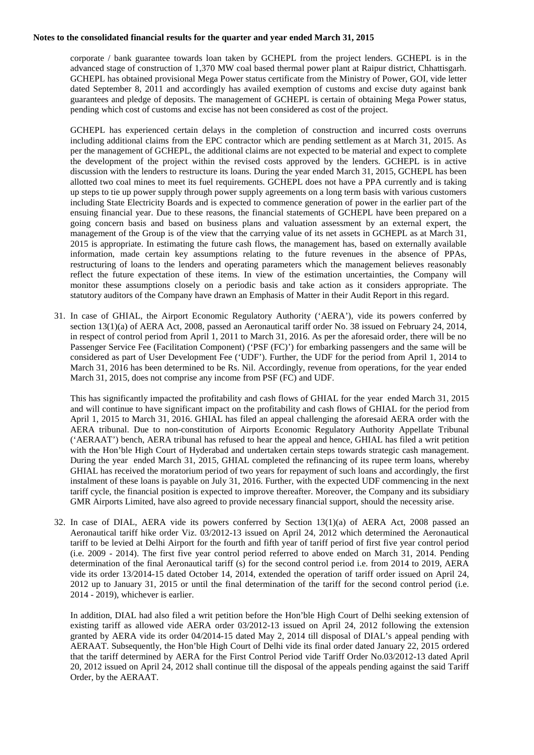corporate / bank guarantee towards loan taken by GCHEPL from the project lenders. GCHEPL is in the advanced stage of construction of 1,370 MW coal based thermal power plant at Raipur district, Chhattisgarh. GCHEPL has obtained provisional Mega Power status certificate from the Ministry of Power, GOI, vide letter dated September 8, 2011 and accordingly has availed exemption of customs and excise duty against bank guarantees and pledge of deposits. The management of GCHEPL is certain of obtaining Mega Power status, pending which cost of customs and excise has not been considered as cost of the project.

GCHEPL has experienced certain delays in the completion of construction and incurred costs overruns including additional claims from the EPC contractor which are pending settlement as at March 31, 2015. As per the management of GCHEPL, the additional claims are not expected to be material and expect to complete the development of the project within the revised costs approved by the lenders. GCHEPL is in active discussion with the lenders to restructure its loans. During the year ended March 31, 2015, GCHEPL has been allotted two coal mines to meet its fuel requirements. GCHEPL does not have a PPA currently and is taking up steps to tie up power supply through power supply agreements on a long term basis with various customers including State Electricity Boards and is expected to commence generation of power in the earlier part of the ensuing financial year. Due to these reasons, the financial statements of GCHEPL have been prepared on a going concern basis and based on business plans and valuation assessment by an external expert, the management of the Group is of the view that the carrying value of its net assets in GCHEPL as at March 31, 2015 is appropriate. In estimating the future cash flows, the management has, based on externally available information, made certain key assumptions relating to the future revenues in the absence of PPAs, restructuring of loans to the lenders and operating parameters which the management believes reasonably reflect the future expectation of these items. In view of the estimation uncertainties, the Company will monitor these assumptions closely on a periodic basis and take action as it considers appropriate. The statutory auditors of the Company have drawn an Emphasis of Matter in their Audit Report in this regard.

31. In case of GHIAL, the Airport Economic Regulatory Authority ('AERA'), vide its powers conferred by section 13(1)(a) of AERA Act, 2008, passed an Aeronautical tariff order No. 38 issued on February 24, 2014, in respect of control period from April 1, 2011 to March 31, 2016. As per the aforesaid order, there will be no Passenger Service Fee (Facilitation Component) ('PSF (FC)') for embarking passengers and the same will be considered as part of User Development Fee ('UDF'). Further, the UDF for the period from April 1, 2014 to March 31, 2016 has been determined to be Rs. Nil. Accordingly, revenue from operations, for the year ended March 31, 2015, does not comprise any income from PSF (FC) and UDF.

   This has significantly impacted the profitability and cash flows of GHIAL for the year ended March 31, 2015 and will continue to have significant impact on the profitability and cash flows of GHIAL for the period from April 1, 2015 to March 31, 2016. GHIAL has filed an appeal challenging the aforesaid AERA order with the AERA tribunal. Due to non-constitution of Airports Economic Regulatory Authority Appellate Tribunal ('AERAAT') bench, AERA tribunal has refused to hear the appeal and hence, GHIAL has filed a writ petition with the Hon'ble High Court of Hyderabad and undertaken certain steps towards strategic cash management. During the year ended March 31, 2015, GHIAL completed the refinancing of its rupee term loans, whereby GHIAL has received the moratorium period of two years for repayment of such loans and accordingly, the first instalment of these loans is payable on July 31, 2016. Further, with the expected UDF commencing in the next tariff cycle, the financial position is expected to improve thereafter. Moreover, the Company and its subsidiary GMR Airports Limited, have also agreed to provide necessary financial support, should the necessity arise.

32. In case of DIAL, AERA vide its powers conferred by Section 13(1)(a) of AERA Act, 2008 passed an Aeronautical tariff hike order Viz. 03/2012-13 issued on April 24, 2012 which determined the Aeronautical tariff to be levied at Delhi Airport for the fourth and fifth year of tariff period of first five year control period (i.e. 2009 - 2014). The first five year control period referred to above ended on March 31, 2014. Pending determination of the final Aeronautical tariff (s) for the second control period i.e. from 2014 to 2019, AERA vide its order 13/2014-15 dated October 14, 2014, extended the operation of tariff order issued on April 24, 2012 up to January 31, 2015 or until the final determination of the tariff for the second control period (i.e. 2014 - 2019), whichever is earlier.

   In addition, DIAL had also filed a writ petition before the Hon'ble High Court of Delhi seeking extension of existing tariff as allowed vide AERA order 03/2012-13 issued on April 24, 2012 following the extension granted by AERA vide its order 04/2014-15 dated May 2, 2014 till disposal of DIAL's appeal pending with AERAAT. Subsequently, the Hon'ble High Court of Delhi vide its final order dated January 22, 2015 ordered that the tariff determined by AERA for the First Control Period vide Tariff Order No.03/2012-13 dated April 20, 2012 issued on April 24, 2012 shall continue till the disposal of the appeals pending against the said Tariff Order, by the AERAAT.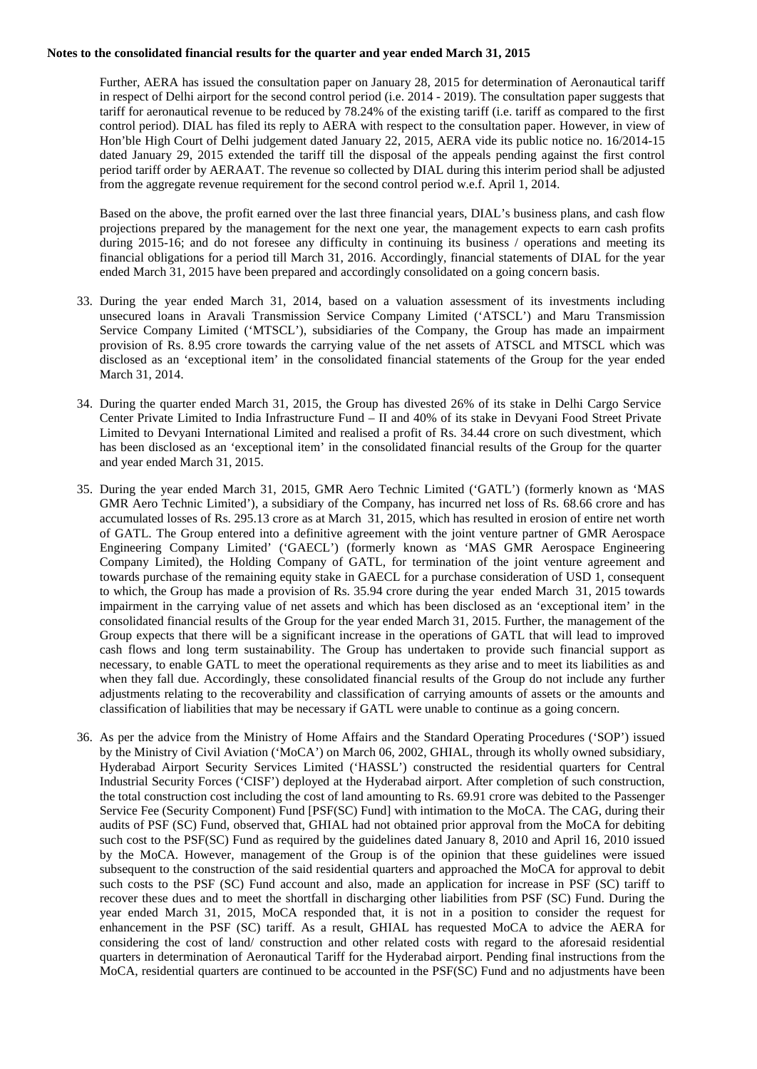**Notes to the consolidated financial results for the quarter and year ended March 31, 2015**

Further, AERA has issued the consultation paper on January 28, 2015 for determination of Aeronautical tariff in respect of Delhi airport for the second control period (i.e. 2014 - 2019). The consultation paper suggests that tariff for aeronautical revenue to be reduced by 78.24% of the existing tariff (i.e. tariff as compared to the first control period). DIAL has filed its reply to AERA with respect to the consultation paper. However, in view of Hon'ble High Court of Delhi judgement dated January 22, 2015, AERA vide its public notice no. 16/2014-15 dated January 29, 2015 extended the tariff till the disposal of the appeals pending against the first control period tariff order by AERAAT. The revenue so collected by DIAL during this interim period shall be adjusted from the aggregate revenue requirement for the second control period w.e.f. April 1, 2014.

Based on the above, the profit earned over the last three financial years, DIAL's business plans, and cash flow projections prepared by the management for the next one year, the management expects to earn cash profits during 2015-16; and do not foresee any difficulty in continuing its business / operations and meeting its financial obligations for a period till March 31, 2016. Accordingly, financial statements of DIAL for the year ended March 31, 2015 have been prepared and accordingly consolidated on a going concern basis.

33. During the year ended March 31, 2014, based on a valuation assessment of its investments including unsecured loans in Aravali Transmission Service Company Limited ('ATSCL') and Maru Transmission Service Company Limited ('MTSCL'), subsidiaries of the Company, the Group has made an impairment provision of Rs. 8.95 crore towards the carrying value of the net assets of ATSCL and MTSCL which was disclosed as an 'exceptional item' in the consolidated financial statements of the Group for the year ended March 31, 2014.

34. During the quarter ended March 31, 2015, the Group has divested 26% of its stake in Delhi Cargo Service Center Private Limited to India Infrastructure Fund – II and 40% of its stake in Devyani Food Street Private Limited to Devyani International Limited and realised a profit of Rs. 34.44 crore on such divestment, which has been disclosed as an 'exceptional item' in the consolidated financial results of the Group for the quarter and year ended March 31, 2015.

35. During the year ended March 31, 2015, GMR Aero Technic Limited ('GATL') (formerly known as 'MAS GMR Aero Technic Limited'), a subsidiary of the Company, has incurred net loss of Rs. 68.66 crore and has accumulated losses of Rs. 295.13 crore as at March 31, 2015, which has resulted in erosion of entire net worth of GATL. The Group entered into a definitive agreement with the joint venture partner of GMR Aerospace Engineering Company Limited' ('GAECL') (formerly known as 'MAS GMR Aerospace Engineering Company Limited), the Holding Company of GATL, for termination of the joint venture agreement and towards purchase of the remaining equity stake in GAECL for a purchase consideration of USD 1, consequent to which, the Group has made a provision of Rs. 35.94 crore during the year ended March 31, 2015 towards impairment in the carrying value of net assets and which has been disclosed as an 'exceptional item' in the consolidated financial results of the Group for the year ended March 31, 2015. Further, the management of the Group expects that there will be a significant increase in the operations of GATL that will lead to improved cash flows and long term sustainability. The Group has undertaken to provide such financial support as necessary, to enable GATL to meet the operational requirements as they arise and to meet its liabilities as and when they fall due. Accordingly, these consolidated financial results of the Group do not include any further adjustments relating to the recoverability and classification of carrying amounts of assets or the amounts and classification of liabilities that may be necessary if GATL were unable to continue as a going concern.

36. As per the advice from the Ministry of Home Affairs and the Standard Operating Procedures ('SOP') issued by the Ministry of Civil Aviation ('MoCA') on March 06, 2002, GHIAL, through its wholly owned subsidiary, Hyderabad Airport Security Services Limited ('HASSL') constructed the residential quarters for Central Industrial Security Forces ('CISF') deployed at the Hyderabad airport. After completion of such construction, the total construction cost including the cost of land amounting to Rs. 69.91 crore was debited to the Passenger Service Fee (Security Component) Fund [PSF(SC) Fund] with intimation to the MoCA. The CAG, during their audits of PSF (SC) Fund, observed that, GHIAL had not obtained prior approval from the MoCA for debiting such cost to the PSF(SC) Fund as required by the guidelines dated January 8, 2010 and April 16, 2010 issued by the MoCA. However, management of the Group is of the opinion that these guidelines were issued subsequent to the construction of the said residential quarters and approached the MoCA for approval to debit such costs to the PSF (SC) Fund account and also, made an application for increase in PSF (SC) tariff to recover these dues and to meet the shortfall in discharging other liabilities from PSF (SC) Fund. During the year ended March 31, 2015, MoCA responded that, it is not in a position to consider the request for enhancement in the PSF (SC) tariff. As a result, GHIAL has requested MoCA to advice the AERA for considering the cost of land/ construction and other related costs with regard to the aforesaid residential quarters in determination of Aeronautical Tariff for the Hyderabad airport. Pending final instructions from the MoCA, residential quarters are continued to be accounted in the PSF(SC) Fund and no adjustments have been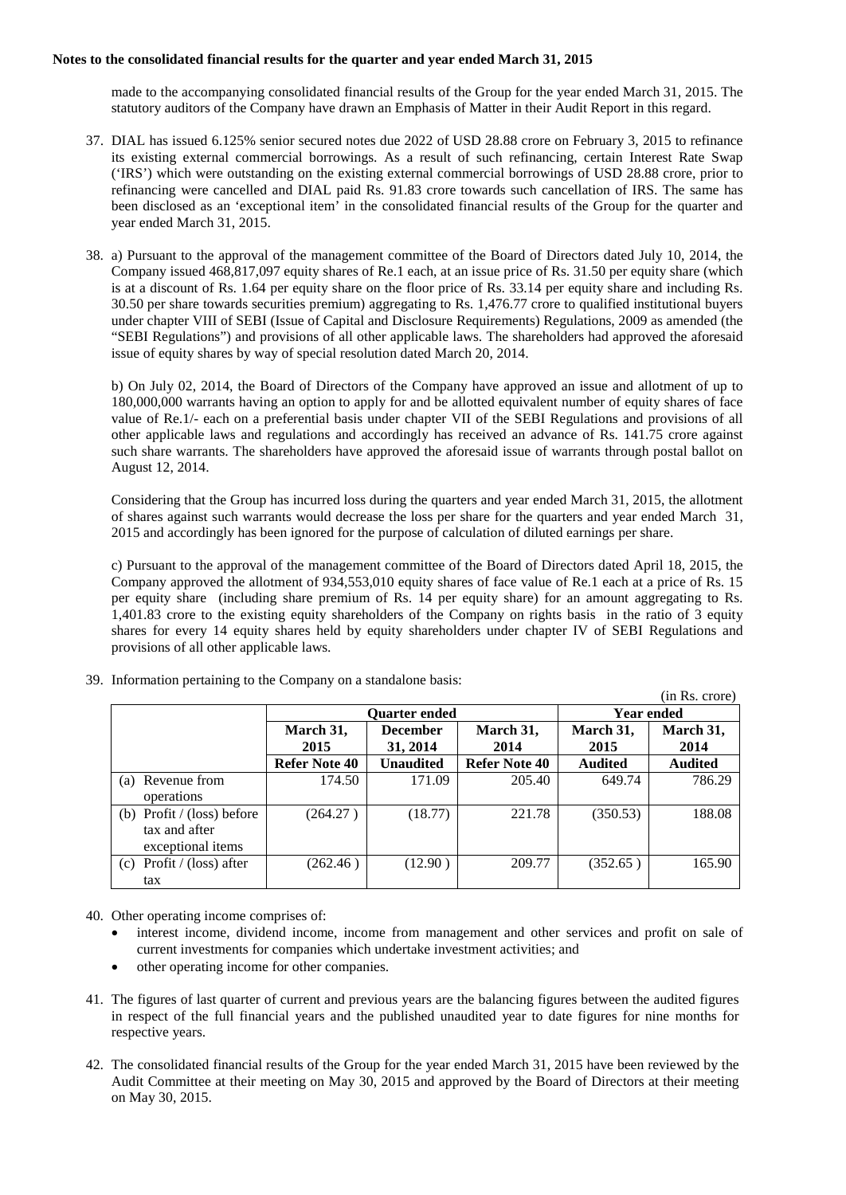**Notes to the consolidated financial results for the quarter and year ended March 31, 2015**

made to the accompanying consolidated financial results of the Group for the year ended March 31, 2015. The statutory auditors of the Company have drawn an Emphasis of Matter in their Audit Report in this regard.

37. DIAL has issued 6.125% senior secured notes due 2022 of USD 28.88 crore on February 3, 2015 to refinance its existing external commercial borrowings. As a result of such refinancing, certain Interest Rate Swap ('IRS') which were outstanding on the existing external commercial borrowings of USD 28.88 crore, prior to refinancing were cancelled and DIAL paid Rs. 91.83 crore towards such cancellation of IRS. The same has been disclosed as an 'exceptional item' in the consolidated financial results of the Group for the quarter and year ended March 31, 2015.

38. a) Pursuant to the approval of the management committee of the Board of Directors dated July 10, 2014, the Company issued 468,817,097 equity shares of Re.1 each, at an issue price of Rs. 31.50 per equity share (which is at a discount of Rs. 1.64 per equity share on the floor price of Rs. 33.14 per equity share and including Rs. 30.50 per share towards securities premium) aggregating to Rs. 1,476.77 crore to qualified institutional buyers under chapter VIII of SEBI (Issue of Capital and Disclosure Requirements) Regulations, 2009 as amended (the "SEBI Regulations") and provisions of all other applicable laws. The shareholders had approved the aforesaid issue of equity shares by way of special resolution dated March 20, 2014.

    b) On July 02, 2014, the Board of Directors of the Company have approved an issue and allotment of up to 180,000,000 warrants having an option to apply for and be allotted equivalent number of equity shares of face value of Re.1/- each on a preferential basis under chapter VII of the SEBI Regulations and provisions of all other applicable laws and regulations and accordingly has received an advance of Rs. 141.75 crore against such share warrants. The shareholders have approved the aforesaid issue of warrants through postal ballot on August 12, 2014.

    Considering that the Group has incurred loss during the quarters and year ended March 31, 2015, the allotment of shares against such warrants would decrease the loss per share for the quarters and year ended March 31, 2015 and accordingly has been ignored for the purpose of calculation of diluted earnings per share.

    c) Pursuant to the approval of the management committee of the Board of Directors dated April 18, 2015, the Company approved the allotment of 934,553,010 equity shares of face value of Re.1 each at a price of Rs. 15 per equity share (including share premium of Rs. 14 per equity share) for an amount aggregating to Rs. 1,401.83 crore to the existing equity shareholders of the Company on rights basis in the ratio of 3 equity shares for every 14 equity shares held by equity shareholders under chapter IV of SEBI Regulations and provisions of all other applicable laws.

39. Information pertaining to the Company on a standalone basis:

(in Rs. crore)

| | Quarter ended | | | Year ended | |
|---|---|---|---|---|---|
| | March 31, 2015 | December 31, 2014 | March 31, 2014 | March 31, 2015 | March 31, 2014 |
| | Refer Note 40 | Unaudited | Refer Note 40 | Audited | Audited |
| (a) Revenue from operations | 174.50 | 171.09 | 205.40 | 649.74 | 786.29 |
| (b) Profit / (loss) before tax and after exceptional items | (264.27 ) | (18.77) | 221.78 | (350.53) | 188.08 |
| (c) Profit / (loss) after tax | (262.46 ) | (12.90 ) | 209.77 | (352.65 ) | 165.90 |

40. Other operating income comprises of:
    - interest income, dividend income, income from management and other services and profit on sale of current investments for companies which undertake investment activities; and
    - other operating income for other companies.

41. The figures of last quarter of current and previous years are the balancing figures between the audited figures in respect of the full financial years and the published unaudited year to date figures for nine months for respective years.

42. The consolidated financial results of the Group for the year ended March 31, 2015 have been reviewed by the Audit Committee at their meeting on May 30, 2015 and approved by the Board of Directors at their meeting on May 30, 2015.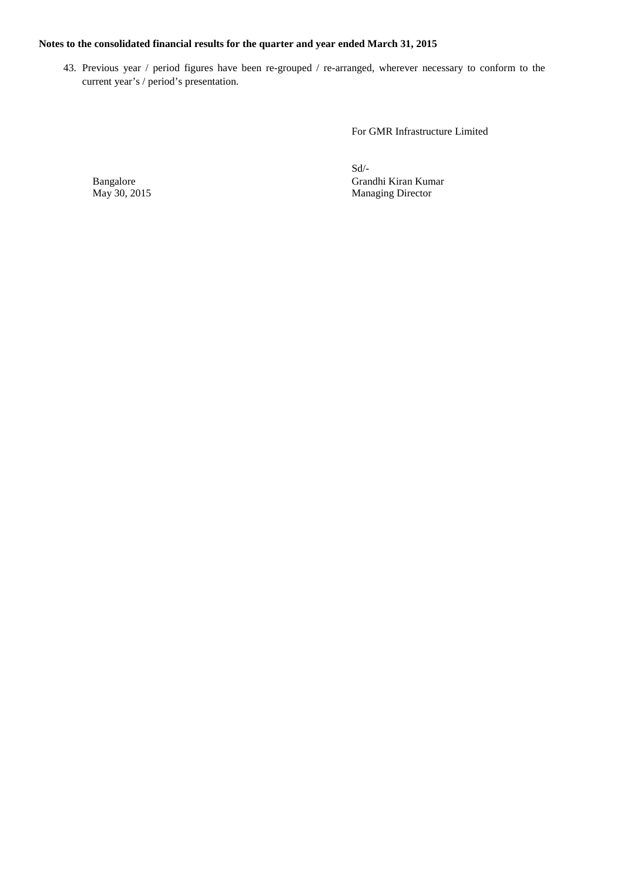**Notes to the consolidated financial results for the quarter and year ended March 31, 2015**

43. Previous year / period figures have been re-grouped / re-arranged, wherever necessary to conform to the current year's / period's presentation.

For GMR Infrastructure Limited

Sd/-

Grandhi Kiran Kumar

Managing Director

Bangalore

May 30, 2015